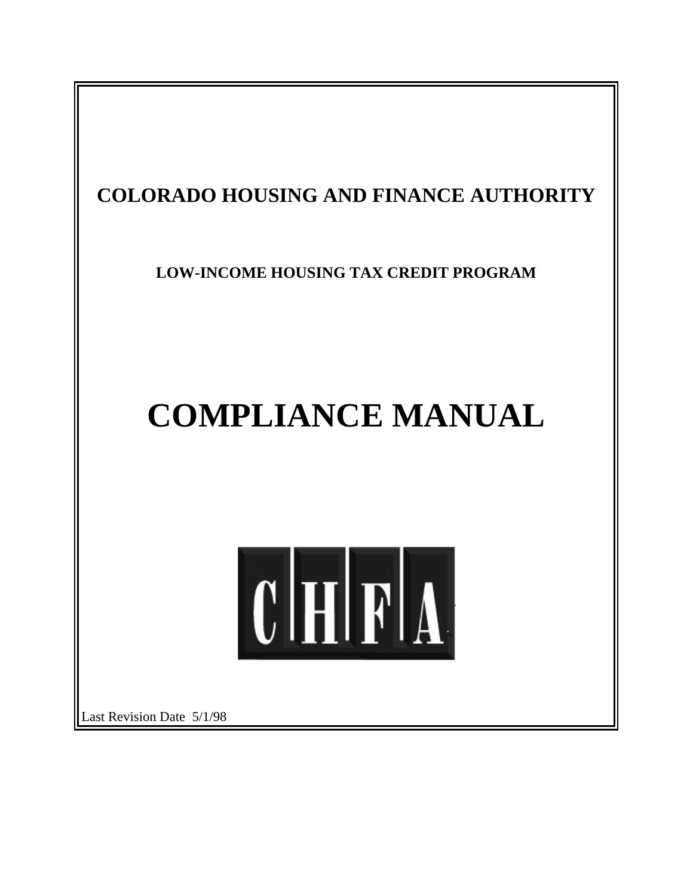# COLORADO HOUSING AND FINANCE AUTHORITY

## LOW-INCOME HOUSING TAX CREDIT PROGRAM

# COMPLIANCE MANUAL

CHFA

Last Revision Date 5/1/98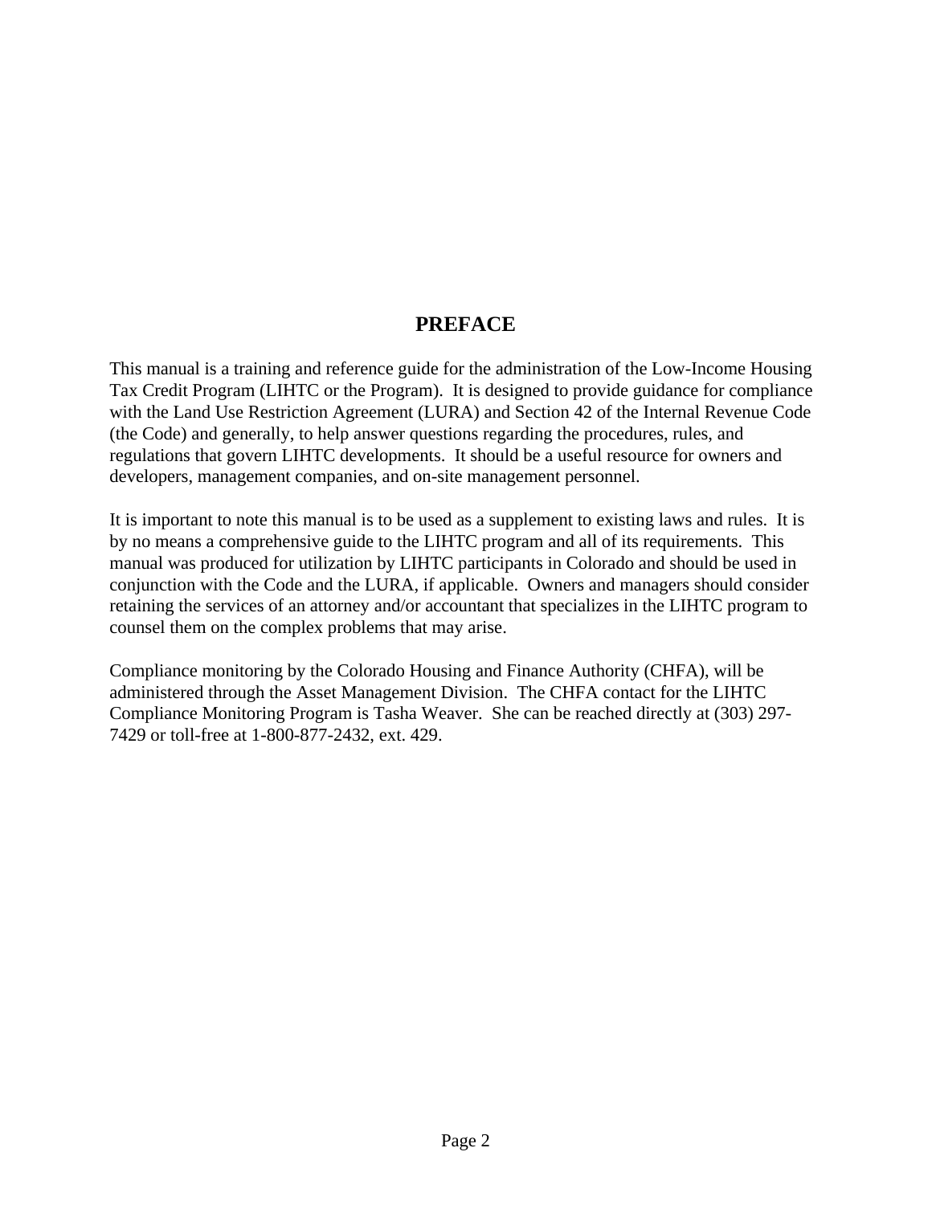# PREFACE

This manual is a training and reference guide for the administration of the Low-Income Housing Tax Credit Program (LIHTC or the Program). It is designed to provide guidance for compliance with the Land Use Restriction Agreement (LURA) and Section 42 of the Internal Revenue Code (the Code) and generally, to help answer questions regarding the procedures, rules, and regulations that govern LIHTC developments. It should be a useful resource for owners and developers, management companies, and on-site management personnel.

It is important to note this manual is to be used as a supplement to existing laws and rules. It is by no means a comprehensive guide to the LIHTC program and all of its requirements. This manual was produced for utilization by LIHTC participants in Colorado and should be used in conjunction with the Code and the LURA, if applicable. Owners and managers should consider retaining the services of an attorney and/or accountant that specializes in the LIHTC program to counsel them on the complex problems that may arise.

Compliance monitoring by the Colorado Housing and Finance Authority (CHFA), will be administered through the Asset Management Division. The CHFA contact for the LIHTC Compliance Monitoring Program is Tasha Weaver. She can be reached directly at (303) 297-7429 or toll-free at 1-800-877-2432, ext. 429.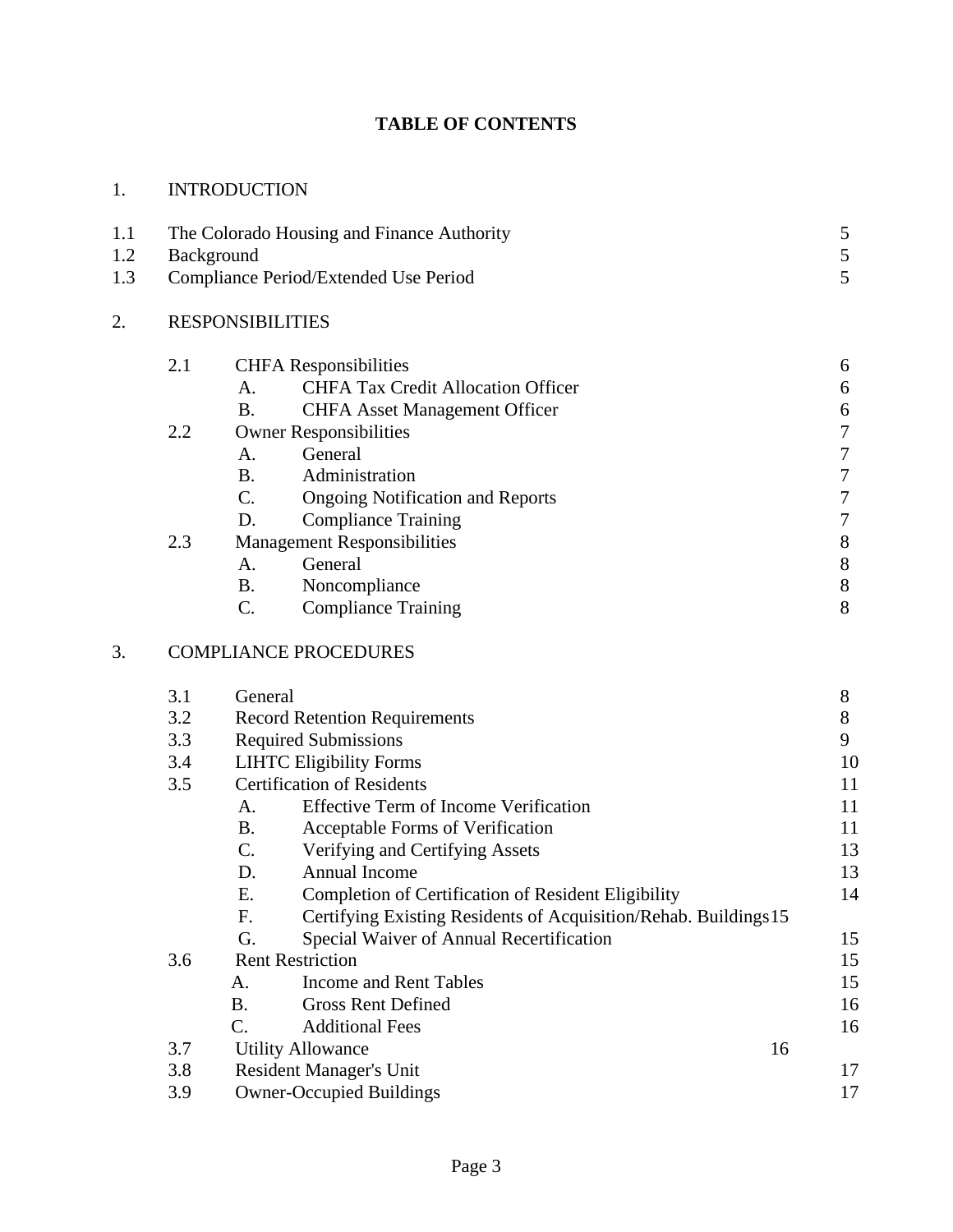# TABLE OF CONTENTS

1. INTRODUCTION

| | | |
|---|---|---|
| 1.1 | The Colorado Housing and Finance Authority | 5 |
| 1.2 | Background | 5 |
| 1.3 | Compliance Period/Extended Use Period | 5 |

2. RESPONSIBILITIES

| | | | |
|---|---|---|---|
| 2.1 | | CHFA Responsibilities | 6 |
| | A. | CHFA Tax Credit Allocation Officer | 6 |
| | B. | CHFA Asset Management Officer | 6 |
| 2.2 | | Owner Responsibilities | 7 |
| | A. | General | 7 |
| | B. | Administration | 7 |
| | C. | Ongoing Notification and Reports | 7 |
| | D. | Compliance Training | 7 |
| 2.3 | | Management Responsibilities | 8 |
| | A. | General | 8 |
| | B. | Noncompliance | 8 |
| | C. | Compliance Training | 8 |

3. COMPLIANCE PROCEDURES

| | | | |
|---|---|---|---|
| 3.1 | | General | 8 |
| 3.2 | | Record Retention Requirements | 8 |
| 3.3 | | Required Submissions | 9 |
| 3.4 | | LIHTC Eligibility Forms | 10 |
| 3.5 | | Certification of Residents | 11 |
| | A. | Effective Term of Income Verification | 11 |
| | B. | Acceptable Forms of Verification | 11 |
| | C. | Verifying and Certifying Assets | 13 |
| | D. | Annual Income | 13 |
| | E. | Completion of Certification of Resident Eligibility | 14 |
| | F. | Certifying Existing Residents of Acquisition/Rehab. Buildings | 15 |
| | G. | Special Waiver of Annual Recertification | 15 |
| 3.6 | | Rent Restriction | 15 |
| | A. | Income and Rent Tables | 15 |
| | B. | Gross Rent Defined | 16 |
| | C. | Additional Fees | 16 |
| 3.7 | | Utility Allowance | 16 |
| 3.8 | | Resident Manager's Unit | 17 |
| 3.9 | | Owner-Occupied Buildings | 17 |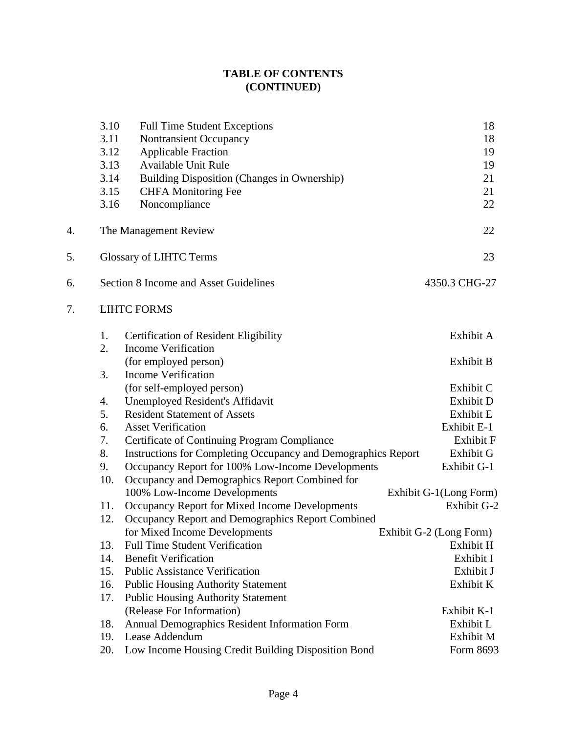# TABLE OF CONTENTS
# (CONTINUED)

| | | |
|---|---|---|
| 3.10 | Full Time Student Exceptions | 18 |
| 3.11 | Nontransient Occupancy | 18 |
| 3.12 | Applicable Fraction | 19 |
| 3.13 | Available Unit Rule | 19 |
| 3.14 | Building Disposition (Changes in Ownership) | 21 |
| 3.15 | CHFA Monitoring Fee | 21 |
| 3.16 | Noncompliance | 22 |

| | | |
|---|---|---|
| 4. | The Management Review | 22 |
| 5. | Glossary of LIHTC Terms | 23 |
| 6. | Section 8 Income and Asset Guidelines | 4350.3 CHG-27 |
| 7. | LIHTC FORMS | |

| | | |
|---|---|---|
| 1. | Certification of Resident Eligibility | Exhibit A |
| 2. | Income Verification (for employed person) | Exhibit B |
| 3. | Income Verification (for self-employed person) | Exhibit C |
| 4. | Unemployed Resident's Affidavit | Exhibit D |
| 5. | Resident Statement of Assets | Exhibit E |
| 6. | Asset Verification | Exhibit E-1 |
| 7. | Certificate of Continuing Program Compliance | Exhibit F |
| 8. | Instructions for Completing Occupancy and Demographics Report | Exhibit G |
| 9. | Occupancy Report for 100% Low-Income Developments | Exhibit G-1 |
| 10. | Occupancy and Demographics Report Combined for 100% Low-Income Developments | Exhibit G-1(Long Form) |
| 11. | Occupancy Report for Mixed Income Developments | Exhibit G-2 |
| 12. | Occupancy Report and Demographics Report Combined for Mixed Income Developments | Exhibit G-2 (Long Form) |
| 13. | Full Time Student Verification | Exhibit H |
| 14. | Benefit Verification | Exhibit I |
| 15. | Public Assistance Verification | Exhibit J |
| 16. | Public Housing Authority Statement | Exhibit K |
| 17. | Public Housing Authority Statement (Release For Information) | Exhibit K-1 |
| 18. | Annual Demographics Resident Information Form | Exhibit L |
| 19. | Lease Addendum | Exhibit M |
| 20. | Low Income Housing Credit Building Disposition Bond | Form 8693 |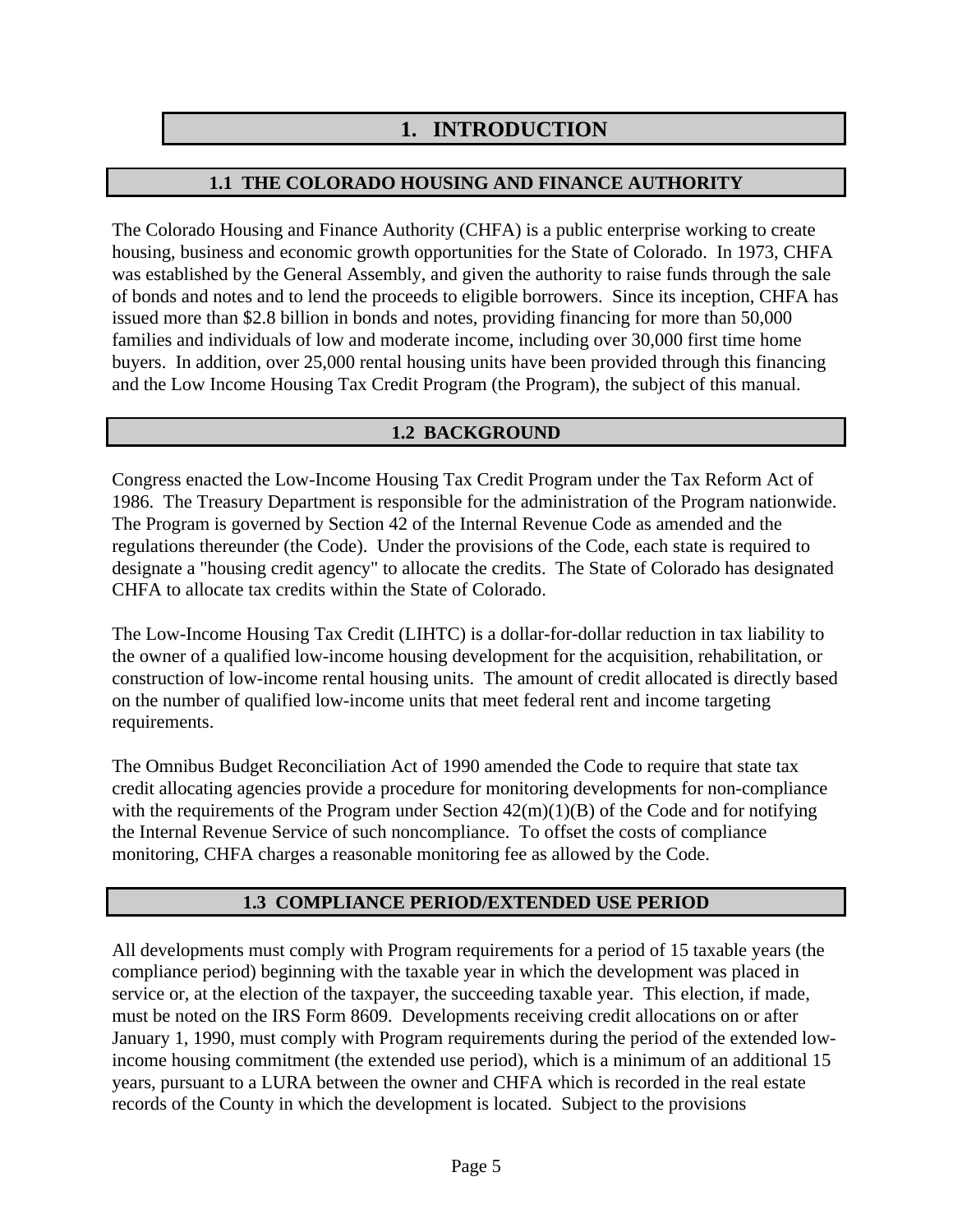# 1. INTRODUCTION

## 1.1 THE COLORADO HOUSING AND FINANCE AUTHORITY

The Colorado Housing and Finance Authority (CHFA) is a public enterprise working to create housing, business and economic growth opportunities for the State of Colorado. In 1973, CHFA was established by the General Assembly, and given the authority to raise funds through the sale of bonds and notes and to lend the proceeds to eligible borrowers. Since its inception, CHFA has issued more than $2.8 billion in bonds and notes, providing financing for more than 50,000 families and individuals of low and moderate income, including over 30,000 first time home buyers. In addition, over 25,000 rental housing units have been provided through this financing and the Low Income Housing Tax Credit Program (the Program), the subject of this manual.

## 1.2 BACKGROUND

Congress enacted the Low-Income Housing Tax Credit Program under the Tax Reform Act of 1986. The Treasury Department is responsible for the administration of the Program nationwide. The Program is governed by Section 42 of the Internal Revenue Code as amended and the regulations thereunder (the Code). Under the provisions of the Code, each state is required to designate a "housing credit agency" to allocate the credits. The State of Colorado has designated CHFA to allocate tax credits within the State of Colorado.

The Low-Income Housing Tax Credit (LIHTC) is a dollar-for-dollar reduction in tax liability to the owner of a qualified low-income housing development for the acquisition, rehabilitation, or construction of low-income rental housing units. The amount of credit allocated is directly based on the number of qualified low-income units that meet federal rent and income targeting requirements.

The Omnibus Budget Reconciliation Act of 1990 amended the Code to require that state tax credit allocating agencies provide a procedure for monitoring developments for non-compliance with the requirements of the Program under Section 42(m)(1)(B) of the Code and for notifying the Internal Revenue Service of such noncompliance. To offset the costs of compliance monitoring, CHFA charges a reasonable monitoring fee as allowed by the Code.

## 1.3 COMPLIANCE PERIOD/EXTENDED USE PERIOD

All developments must comply with Program requirements for a period of 15 taxable years (the compliance period) beginning with the taxable year in which the development was placed in service or, at the election of the taxpayer, the succeeding taxable year. This election, if made, must be noted on the IRS Form 8609. Developments receiving credit allocations on or after January 1, 1990, must comply with Program requirements during the period of the extended low-income housing commitment (the extended use period), which is a minimum of an additional 15 years, pursuant to a LURA between the owner and CHFA which is recorded in the real estate records of the County in which the development is located. Subject to the provisions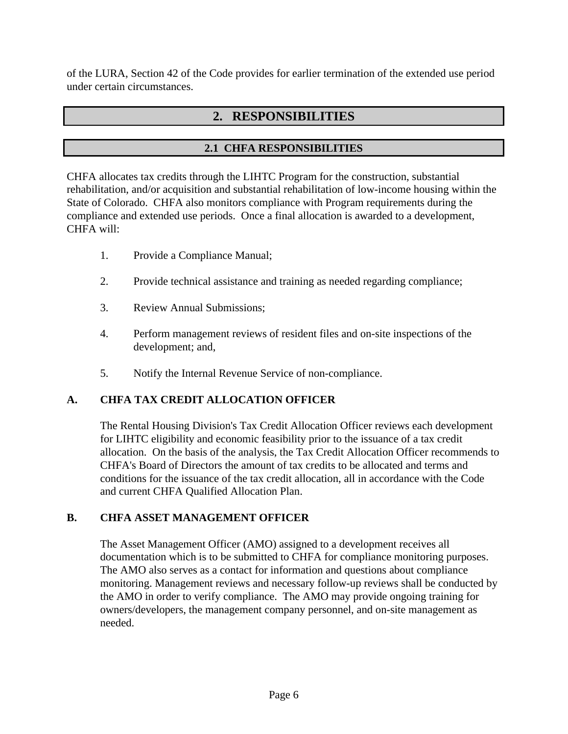of the LURA, Section 42 of the Code provides for earlier termination of the extended use period under certain circumstances.

# 2. RESPONSIBILITIES

## 2.1 CHFA RESPONSIBILITIES

CHFA allocates tax credits through the LIHTC Program for the construction, substantial rehabilitation, and/or acquisition and substantial rehabilitation of low-income housing within the State of Colorado. CHFA also monitors compliance with Program requirements during the compliance and extended use periods. Once a final allocation is awarded to a development, CHFA will:

1. Provide a Compliance Manual;
2. Provide technical assistance and training as needed regarding compliance;
3. Review Annual Submissions;
4. Perform management reviews of resident files and on-site inspections of the development; and,
5. Notify the Internal Revenue Service of non-compliance.

### A. CHFA TAX CREDIT ALLOCATION OFFICER

The Rental Housing Division's Tax Credit Allocation Officer reviews each development for LIHTC eligibility and economic feasibility prior to the issuance of a tax credit allocation. On the basis of the analysis, the Tax Credit Allocation Officer recommends to CHFA's Board of Directors the amount of tax credits to be allocated and terms and conditions for the issuance of the tax credit allocation, all in accordance with the Code and current CHFA Qualified Allocation Plan.

### B. CHFA ASSET MANAGEMENT OFFICER

The Asset Management Officer (AMO) assigned to a development receives all documentation which is to be submitted to CHFA for compliance monitoring purposes. The AMO also serves as a contact for information and questions about compliance monitoring. Management reviews and necessary follow-up reviews shall be conducted by the AMO in order to verify compliance. The AMO may provide ongoing training for owners/developers, the management company personnel, and on-site management as needed.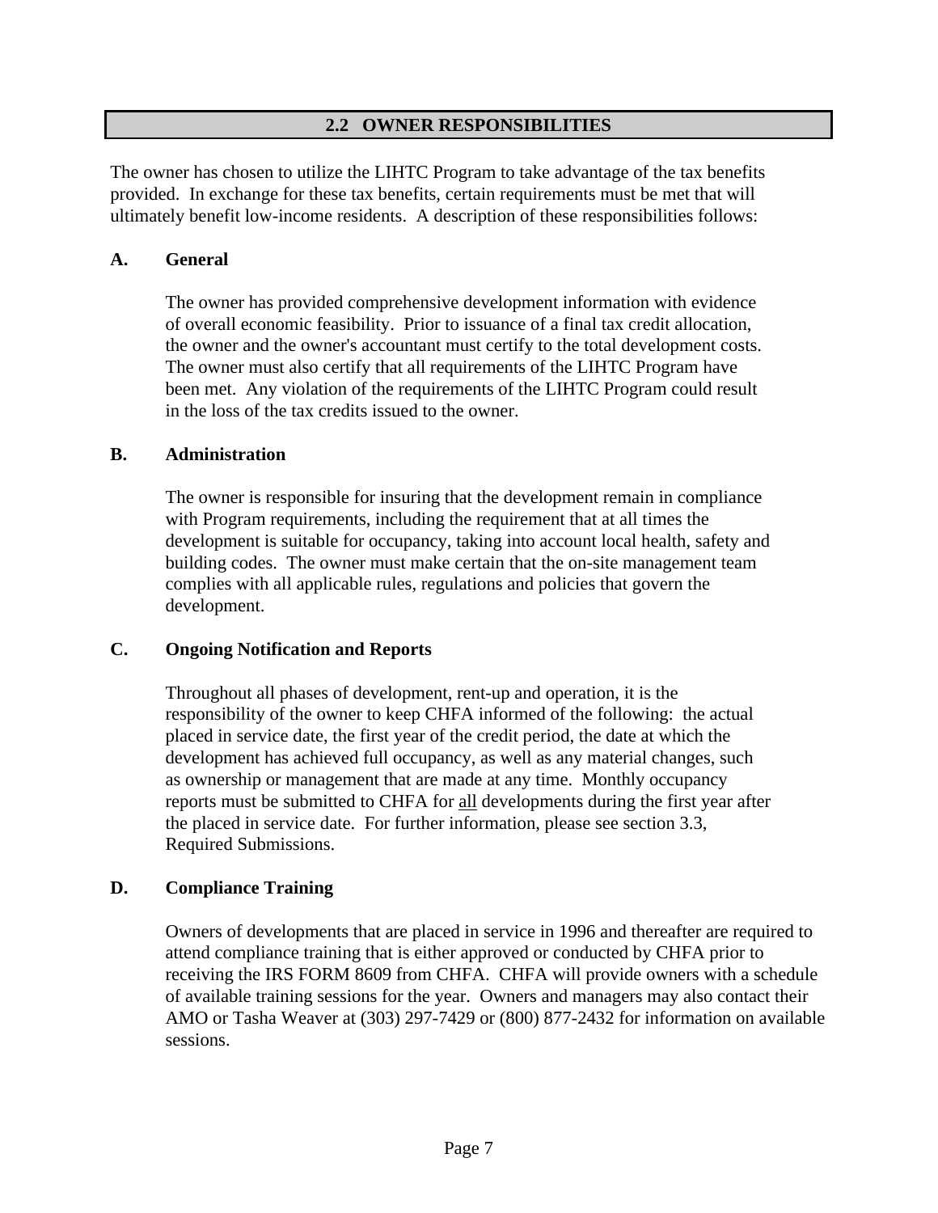## 2.2 OWNER RESPONSIBILITIES

The owner has chosen to utilize the LIHTC Program to take advantage of the tax benefits provided. In exchange for these tax benefits, certain requirements must be met that will ultimately benefit low-income residents. A description of these responsibilities follows:

### A. General

The owner has provided comprehensive development information with evidence of overall economic feasibility. Prior to issuance of a final tax credit allocation, the owner and the owner's accountant must certify to the total development costs. The owner must also certify that all requirements of the LIHTC Program have been met. Any violation of the requirements of the LIHTC Program could result in the loss of the tax credits issued to the owner.

### B. Administration

The owner is responsible for insuring that the development remain in compliance with Program requirements, including the requirement that at all times the development is suitable for occupancy, taking into account local health, safety and building codes. The owner must make certain that the on-site management team complies with all applicable rules, regulations and policies that govern the development.

### C. Ongoing Notification and Reports

Throughout all phases of development, rent-up and operation, it is the responsibility of the owner to keep CHFA informed of the following: the actual placed in service date, the first year of the credit period, the date at which the development has achieved full occupancy, as well as any material changes, such as ownership or management that are made at any time. Monthly occupancy reports must be submitted to CHFA for <u>all</u> developments during the first year after the placed in service date. For further information, please see section 3.3, Required Submissions.

### D. Compliance Training

Owners of developments that are placed in service in 1996 and thereafter are required to attend compliance training that is either approved or conducted by CHFA prior to receiving the IRS FORM 8609 from CHFA. CHFA will provide owners with a schedule of available training sessions for the year. Owners and managers may also contact their AMO or Tasha Weaver at (303) 297-7429 or (800) 877-2432 for information on available sessions.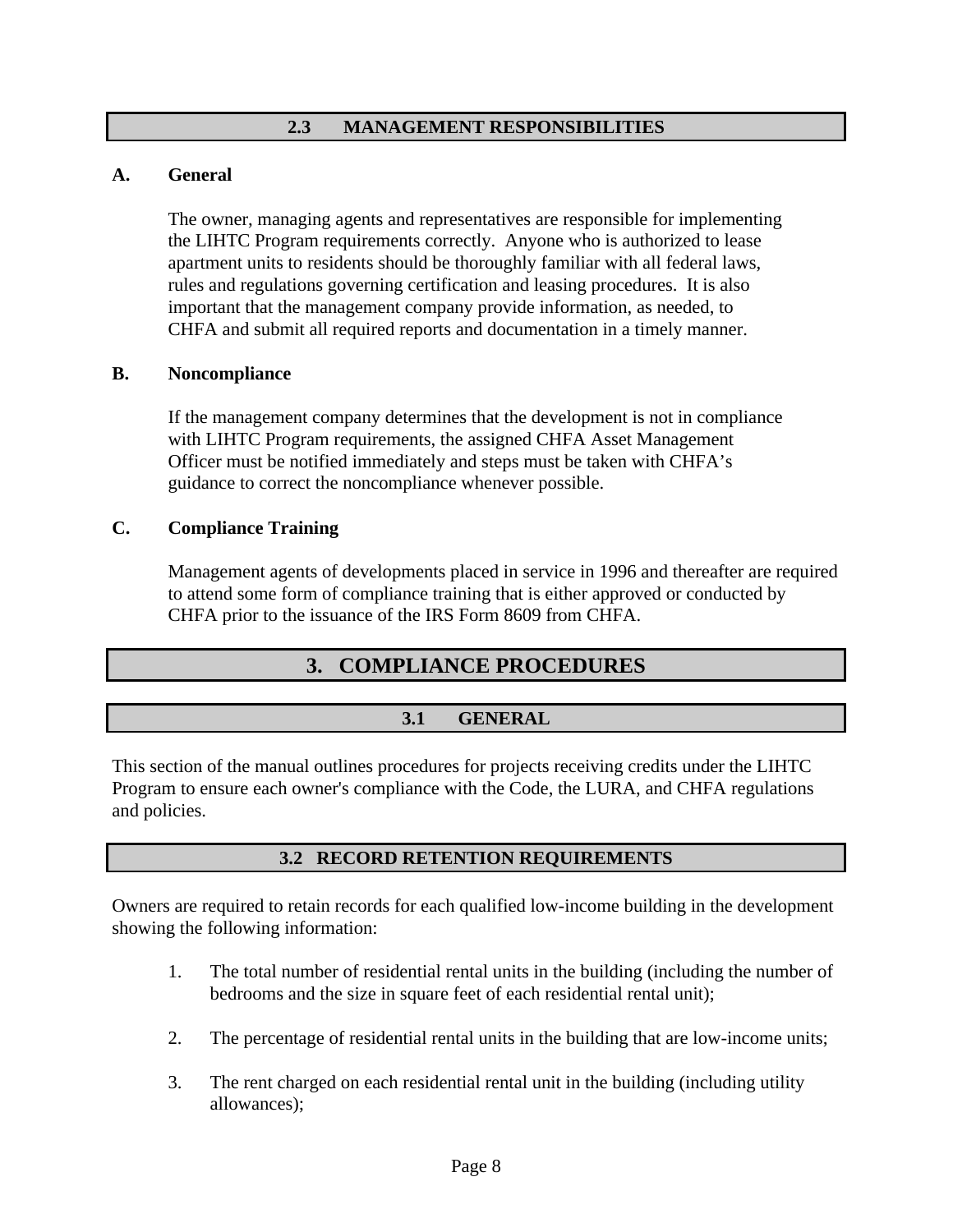## 2.3 MANAGEMENT RESPONSIBILITIES

**A. General**

The owner, managing agents and representatives are responsible for implementing the LIHTC Program requirements correctly. Anyone who is authorized to lease apartment units to residents should be thoroughly familiar with all federal laws, rules and regulations governing certification and leasing procedures. It is also important that the management company provide information, as needed, to CHFA and submit all required reports and documentation in a timely manner.

**B. Noncompliance**

If the management company determines that the development is not in compliance with LIHTC Program requirements, the assigned CHFA Asset Management Officer must be notified immediately and steps must be taken with CHFA's guidance to correct the noncompliance whenever possible.

**C. Compliance Training**

Management agents of developments placed in service in 1996 and thereafter are required to attend some form of compliance training that is either approved or conducted by CHFA prior to the issuance of the IRS Form 8609 from CHFA.

# 3. COMPLIANCE PROCEDURES

## 3.1 GENERAL

This section of the manual outlines procedures for projects receiving credits under the LIHTC Program to ensure each owner's compliance with the Code, the LURA, and CHFA regulations and policies.

## 3.2 RECORD RETENTION REQUIREMENTS

Owners are required to retain records for each qualified low-income building in the development showing the following information:

1. The total number of residential rental units in the building (including the number of bedrooms and the size in square feet of each residential rental unit);

2. The percentage of residential rental units in the building that are low-income units;

3. The rent charged on each residential rental unit in the building (including utility allowances);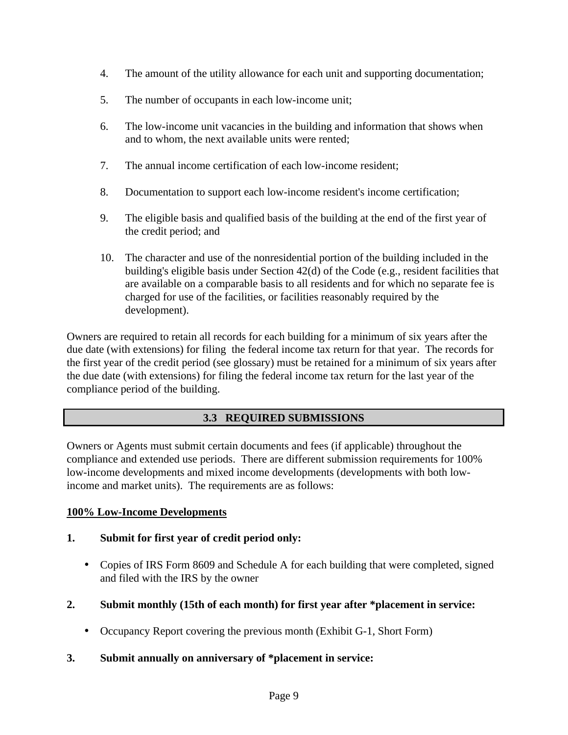4. The amount of the utility allowance for each unit and supporting documentation;

5. The number of occupants in each low-income unit;

6. The low-income unit vacancies in the building and information that shows when and to whom, the next available units were rented;

7. The annual income certification of each low-income resident;

8. Documentation to support each low-income resident's income certification;

9. The eligible basis and qualified basis of the building at the end of the first year of the credit period; and

10. The character and use of the nonresidential portion of the building included in the building's eligible basis under Section 42(d) of the Code (e.g., resident facilities that are available on a comparable basis to all residents and for which no separate fee is charged for use of the facilities, or facilities reasonably required by the development).

Owners are required to retain all records for each building for a minimum of six years after the due date (with extensions) for filing the federal income tax return for that year. The records for the first year of the credit period (see glossary) must be retained for a minimum of six years after the due date (with extensions) for filing the federal income tax return for the last year of the compliance period of the building.

## 3.3 REQUIRED SUBMISSIONS

Owners or Agents must submit certain documents and fees (if applicable) throughout the compliance and extended use periods. There are different submission requirements for 100% low-income developments and mixed income developments (developments with both low-income and market units). The requirements are as follows:

**<u>100% Low-Income Developments</u>**

**1. Submit for first year of credit period only:**

- Copies of IRS Form 8609 and Schedule A for each building that were completed, signed and filed with the IRS by the owner

**2. Submit monthly (15th of each month) for first year after *placement in service:**

- Occupancy Report covering the previous month (Exhibit G-1, Short Form)

**3. Submit annually on anniversary of *placement in service:**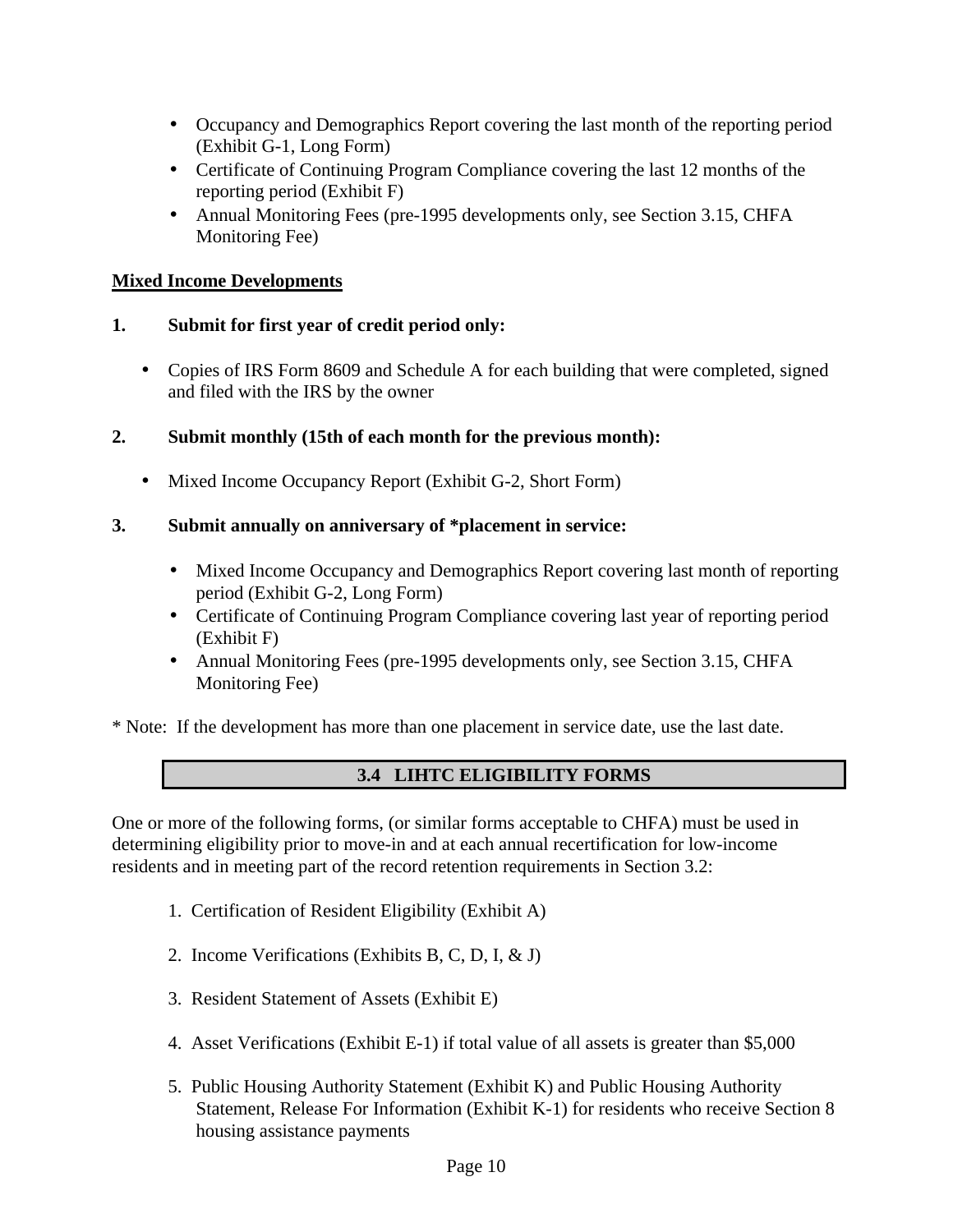- Occupancy and Demographics Report covering the last month of the reporting period (Exhibit G-1, Long Form)
- Certificate of Continuing Program Compliance covering the last 12 months of the reporting period (Exhibit F)
- Annual Monitoring Fees (pre-1995 developments only, see Section 3.15, CHFA Monitoring Fee)

**<u>Mixed Income Developments</u>**

**1. Submit for first year of credit period only:**

- Copies of IRS Form 8609 and Schedule A for each building that were completed, signed and filed with the IRS by the owner

**2. Submit monthly (15th of each month for the previous month):**

- Mixed Income Occupancy Report (Exhibit G-2, Short Form)

**3. Submit annually on anniversary of *placement in service:**

- Mixed Income Occupancy and Demographics Report covering last month of reporting period (Exhibit G-2, Long Form)
- Certificate of Continuing Program Compliance covering last year of reporting period (Exhibit F)
- Annual Monitoring Fees (pre-1995 developments only, see Section 3.15, CHFA Monitoring Fee)

* Note: If the development has more than one placement in service date, use the last date.

## 3.4 LIHTC ELIGIBILITY FORMS

One or more of the following forms, (or similar forms acceptable to CHFA) must be used in determining eligibility prior to move-in and at each annual recertification for low-income residents and in meeting part of the record retention requirements in Section 3.2:

1. Certification of Resident Eligibility (Exhibit A)

2. Income Verifications (Exhibits B, C, D, I, & J)

3. Resident Statement of Assets (Exhibit E)

4. Asset Verifications (Exhibit E-1) if total value of all assets is greater than $5,000

5. Public Housing Authority Statement (Exhibit K) and Public Housing Authority Statement, Release For Information (Exhibit K-1) for residents who receive Section 8 housing assistance payments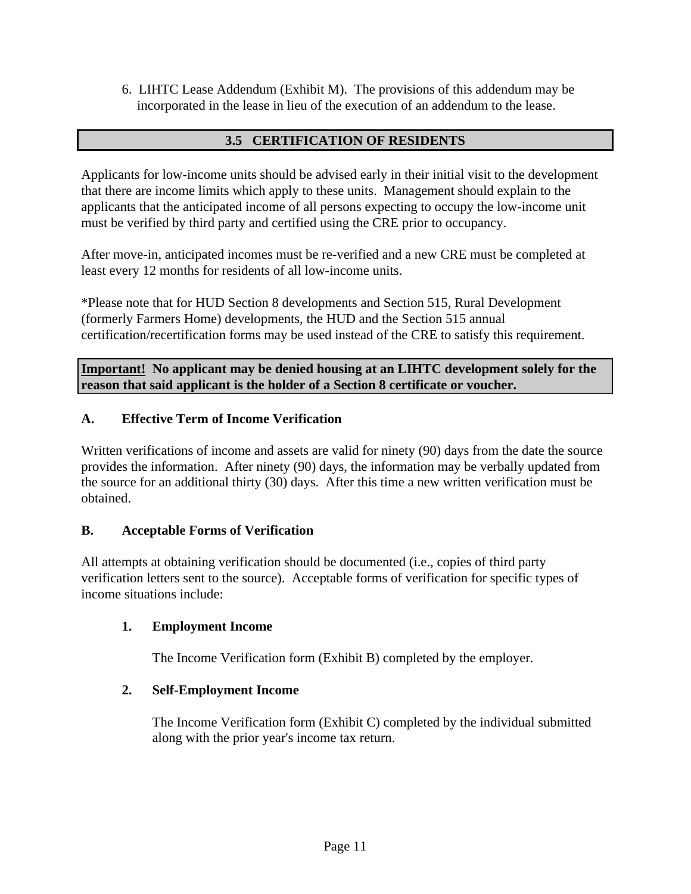6. LIHTC Lease Addendum (Exhibit M). The provisions of this addendum may be incorporated in the lease in lieu of the execution of an addendum to the lease.

## 3.5 CERTIFICATION OF RESIDENTS

Applicants for low-income units should be advised early in their initial visit to the development that there are income limits which apply to these units. Management should explain to the applicants that the anticipated income of all persons expecting to occupy the low-income unit must be verified by third party and certified using the CRE prior to occupancy.

After move-in, anticipated incomes must be re-verified and a new CRE must be completed at least every 12 months for residents of all low-income units.

*Please note that for HUD Section 8 developments and Section 515, Rural Development (formerly Farmers Home) developments, the HUD and the Section 515 annual certification/recertification forms may be used instead of the CRE to satisfy this requirement.

**Important! No applicant may be denied housing at an LIHTC development solely for the reason that said applicant is the holder of a Section 8 certificate or voucher.**

### A. Effective Term of Income Verification

Written verifications of income and assets are valid for ninety (90) days from the date the source provides the information. After ninety (90) days, the information may be verbally updated from the source for an additional thirty (30) days. After this time a new written verification must be obtained.

### B. Acceptable Forms of Verification

All attempts at obtaining verification should be documented (i.e., copies of third party verification letters sent to the source). Acceptable forms of verification for specific types of income situations include:

**1. Employment Income**

The Income Verification form (Exhibit B) completed by the employer.

**2. Self-Employment Income**

The Income Verification form (Exhibit C) completed by the individual submitted along with the prior year's income tax return.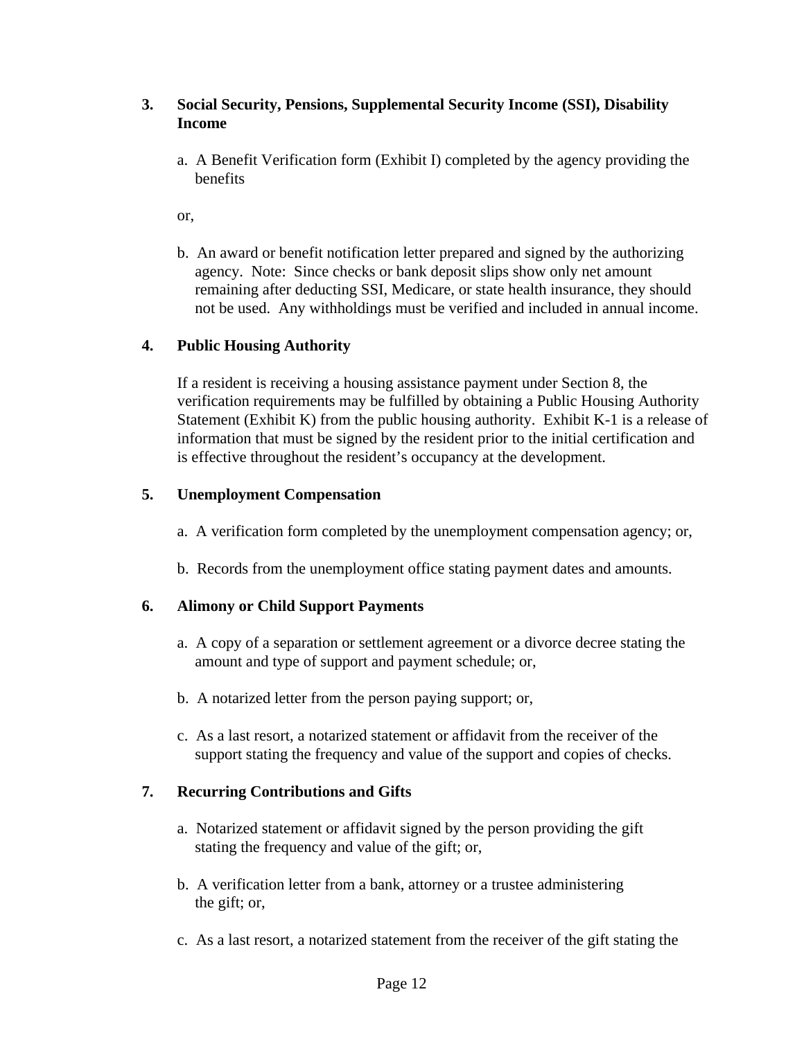**3. Social Security, Pensions, Supplemental Security Income (SSI), Disability Income**

a. A Benefit Verification form (Exhibit I) completed by the agency providing the benefits

or,

b. An award or benefit notification letter prepared and signed by the authorizing agency. Note: Since checks or bank deposit slips show only net amount remaining after deducting SSI, Medicare, or state health insurance, they should not be used. Any withholdings must be verified and included in annual income.

**4. Public Housing Authority**

If a resident is receiving a housing assistance payment under Section 8, the verification requirements may be fulfilled by obtaining a Public Housing Authority Statement (Exhibit K) from the public housing authority. Exhibit K-1 is a release of information that must be signed by the resident prior to the initial certification and is effective throughout the resident's occupancy at the development.

**5. Unemployment Compensation**

a. A verification form completed by the unemployment compensation agency; or,

b. Records from the unemployment office stating payment dates and amounts.

**6. Alimony or Child Support Payments**

a. A copy of a separation or settlement agreement or a divorce decree stating the amount and type of support and payment schedule; or,

b. A notarized letter from the person paying support; or,

c. As a last resort, a notarized statement or affidavit from the receiver of the support stating the frequency and value of the support and copies of checks.

**7. Recurring Contributions and Gifts**

a. Notarized statement or affidavit signed by the person providing the gift stating the frequency and value of the gift; or,

b. A verification letter from a bank, attorney or a trustee administering the gift; or,

c. As a last resort, a notarized statement from the receiver of the gift stating the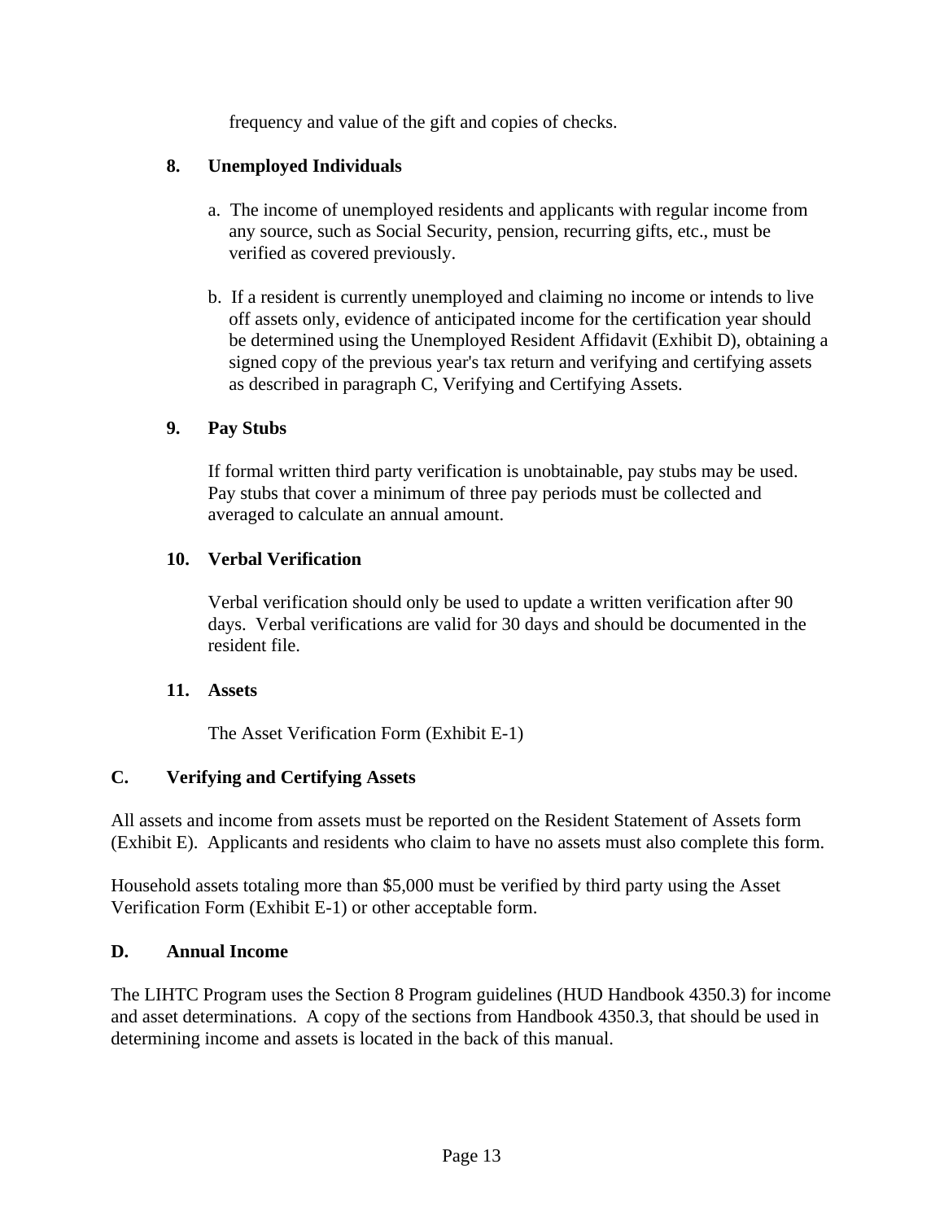frequency and value of the gift and copies of checks.

### 8. Unemployed Individuals

a. The income of unemployed residents and applicants with regular income from any source, such as Social Security, pension, recurring gifts, etc., must be verified as covered previously.

b. If a resident is currently unemployed and claiming no income or intends to live off assets only, evidence of anticipated income for the certification year should be determined using the Unemployed Resident Affidavit (Exhibit D), obtaining a signed copy of the previous year's tax return and verifying and certifying assets as described in paragraph C, Verifying and Certifying Assets.

### 9. Pay Stubs

If formal written third party verification is unobtainable, pay stubs may be used. Pay stubs that cover a minimum of three pay periods must be collected and averaged to calculate an annual amount.

### 10. Verbal Verification

Verbal verification should only be used to update a written verification after 90 days. Verbal verifications are valid for 30 days and should be documented in the resident file.

### 11. Assets

The Asset Verification Form (Exhibit E-1)

## C. Verifying and Certifying Assets

All assets and income from assets must be reported on the Resident Statement of Assets form (Exhibit E). Applicants and residents who claim to have no assets must also complete this form.

Household assets totaling more than $5,000 must be verified by third party using the Asset Verification Form (Exhibit E-1) or other acceptable form.

## D. Annual Income

The LIHTC Program uses the Section 8 Program guidelines (HUD Handbook 4350.3) for income and asset determinations. A copy of the sections from Handbook 4350.3, that should be used in determining income and assets is located in the back of this manual.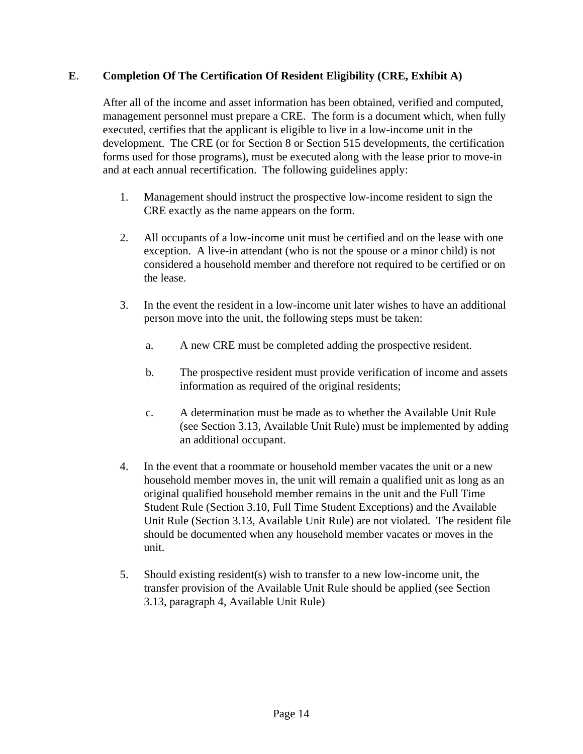## **E.** **Completion Of The Certification Of Resident Eligibility (CRE, Exhibit A)**

After all of the income and asset information has been obtained, verified and computed, management personnel must prepare a CRE. The form is a document which, when fully executed, certifies that the applicant is eligible to live in a low-income unit in the development. The CRE (or for Section 8 or Section 515 developments, the certification forms used for those programs), must be executed along with the lease prior to move-in and at each annual recertification. The following guidelines apply:

1. Management should instruct the prospective low-income resident to sign the CRE exactly as the name appears on the form.

2. All occupants of a low-income unit must be certified and on the lease with one exception. A live-in attendant (who is not the spouse or a minor child) is not considered a household member and therefore not required to be certified or on the lease.

3. In the event the resident in a low-income unit later wishes to have an additional person move into the unit, the following steps must be taken:

   a. A new CRE must be completed adding the prospective resident.

   b. The prospective resident must provide verification of income and assets information as required of the original residents;

   c. A determination must be made as to whether the Available Unit Rule (see Section 3.13, Available Unit Rule) must be implemented by adding an additional occupant.

4. In the event that a roommate or household member vacates the unit or a new household member moves in, the unit will remain a qualified unit as long as an original qualified household member remains in the unit and the Full Time Student Rule (Section 3.10, Full Time Student Exceptions) and the Available Unit Rule (Section 3.13, Available Unit Rule) are not violated. The resident file should be documented when any household member vacates or moves in the unit.

5. Should existing resident(s) wish to transfer to a new low-income unit, the transfer provision of the Available Unit Rule should be applied (see Section 3.13, paragraph 4, Available Unit Rule)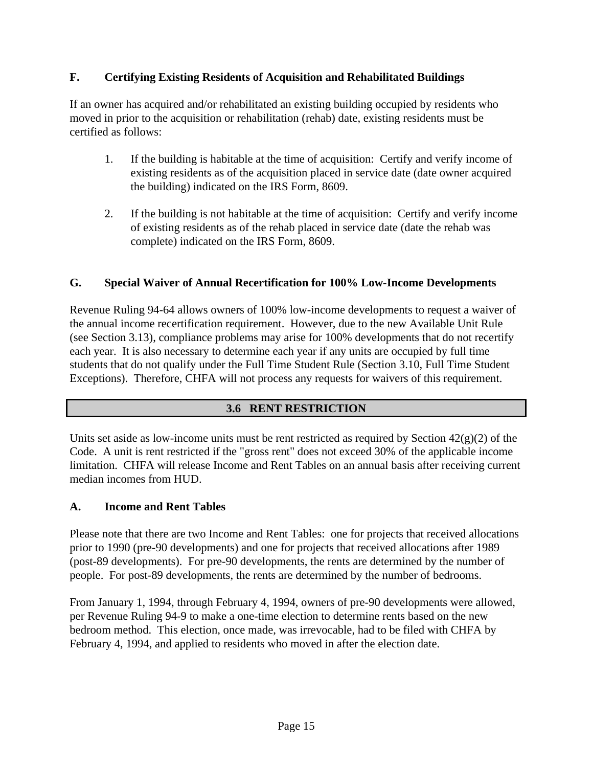### F. Certifying Existing Residents of Acquisition and Rehabilitated Buildings

If an owner has acquired and/or rehabilitated an existing building occupied by residents who moved in prior to the acquisition or rehabilitation (rehab) date, existing residents must be certified as follows:

1. If the building is habitable at the time of acquisition: Certify and verify income of existing residents as of the acquisition placed in service date (date owner acquired the building) indicated on the IRS Form, 8609.

2. If the building is not habitable at the time of acquisition: Certify and verify income of existing residents as of the rehab placed in service date (date the rehab was complete) indicated on the IRS Form, 8609.

### G. Special Waiver of Annual Recertification for 100% Low-Income Developments

Revenue Ruling 94-64 allows owners of 100% low-income developments to request a waiver of the annual income recertification requirement. However, due to the new Available Unit Rule (see Section 3.13), compliance problems may arise for 100% developments that do not recertify each year. It is also necessary to determine each year if any units are occupied by full time students that do not qualify under the Full Time Student Rule (Section 3.10, Full Time Student Exceptions). Therefore, CHFA will not process any requests for waivers of this requirement.

## 3.6 RENT RESTRICTION

Units set aside as low-income units must be rent restricted as required by Section 42(g)(2) of the Code. A unit is rent restricted if the "gross rent" does not exceed 30% of the applicable income limitation. CHFA will release Income and Rent Tables on an annual basis after receiving current median incomes from HUD.

### A. Income and Rent Tables

Please note that there are two Income and Rent Tables: one for projects that received allocations prior to 1990 (pre-90 developments) and one for projects that received allocations after 1989 (post-89 developments). For pre-90 developments, the rents are determined by the number of people. For post-89 developments, the rents are determined by the number of bedrooms.

From January 1, 1994, through February 4, 1994, owners of pre-90 developments were allowed, per Revenue Ruling 94-9 to make a one-time election to determine rents based on the new bedroom method. This election, once made, was irrevocable, had to be filed with CHFA by February 4, 1994, and applied to residents who moved in after the election date.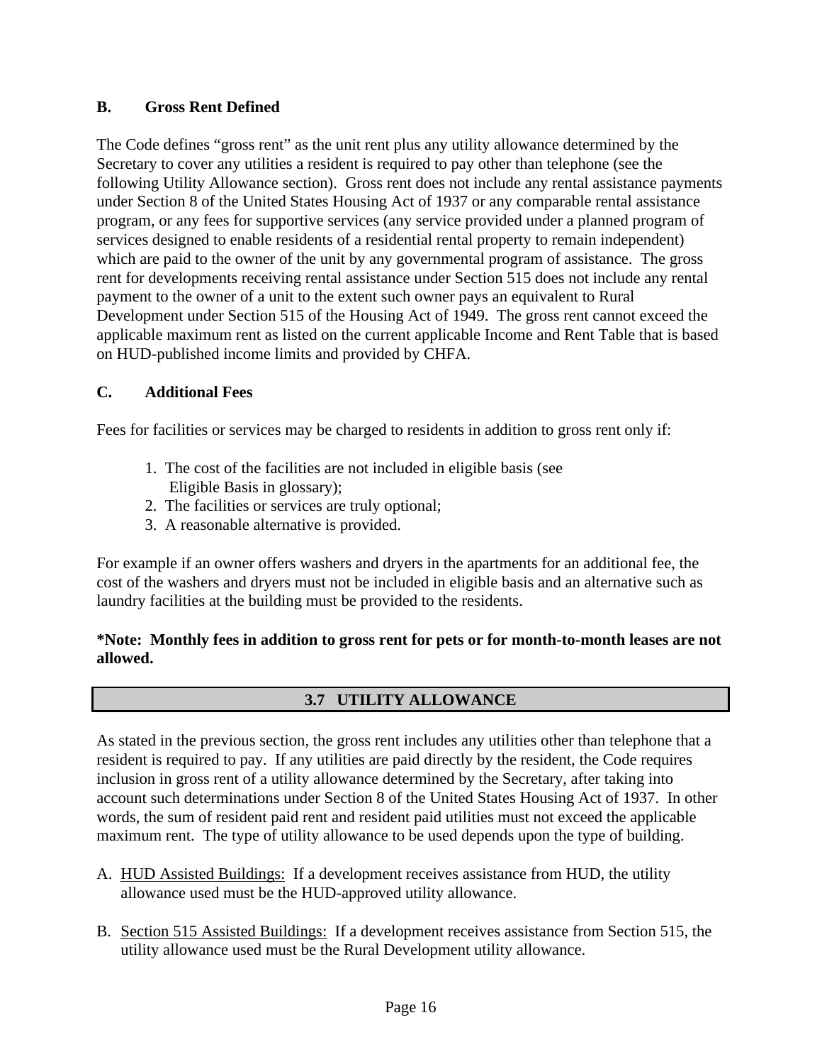### B. Gross Rent Defined

The Code defines "gross rent" as the unit rent plus any utility allowance determined by the Secretary to cover any utilities a resident is required to pay other than telephone (see the following Utility Allowance section). Gross rent does not include any rental assistance payments under Section 8 of the United States Housing Act of 1937 or any comparable rental assistance program, or any fees for supportive services (any service provided under a planned program of services designed to enable residents of a residential rental property to remain independent) which are paid to the owner of the unit by any governmental program of assistance. The gross rent for developments receiving rental assistance under Section 515 does not include any rental payment to the owner of a unit to the extent such owner pays an equivalent to Rural Development under Section 515 of the Housing Act of 1949. The gross rent cannot exceed the applicable maximum rent as listed on the current applicable Income and Rent Table that is based on HUD-published income limits and provided by CHFA.

### C. Additional Fees

Fees for facilities or services may be charged to residents in addition to gross rent only if:

1. The cost of the facilities are not included in eligible basis (see Eligible Basis in glossary);
2. The facilities or services are truly optional;
3. A reasonable alternative is provided.

For example if an owner offers washers and dryers in the apartments for an additional fee, the cost of the washers and dryers must not be included in eligible basis and an alternative such as laundry facilities at the building must be provided to the residents.

**\*Note: Monthly fees in addition to gross rent for pets or for month-to-month leases are not allowed.**

## 3.7 UTILITY ALLOWANCE

As stated in the previous section, the gross rent includes any utilities other than telephone that a resident is required to pay. If any utilities are paid directly by the resident, the Code requires inclusion in gross rent of a utility allowance determined by the Secretary, after taking into account such determinations under Section 8 of the United States Housing Act of 1937. In other words, the sum of resident paid rent and resident paid utilities must not exceed the applicable maximum rent. The type of utility allowance to be used depends upon the type of building.

A. <u>HUD Assisted Buildings:</u> If a development receives assistance from HUD, the utility allowance used must be the HUD-approved utility allowance.

B. <u>Section 515 Assisted Buildings:</u> If a development receives assistance from Section 515, the utility allowance used must be the Rural Development utility allowance.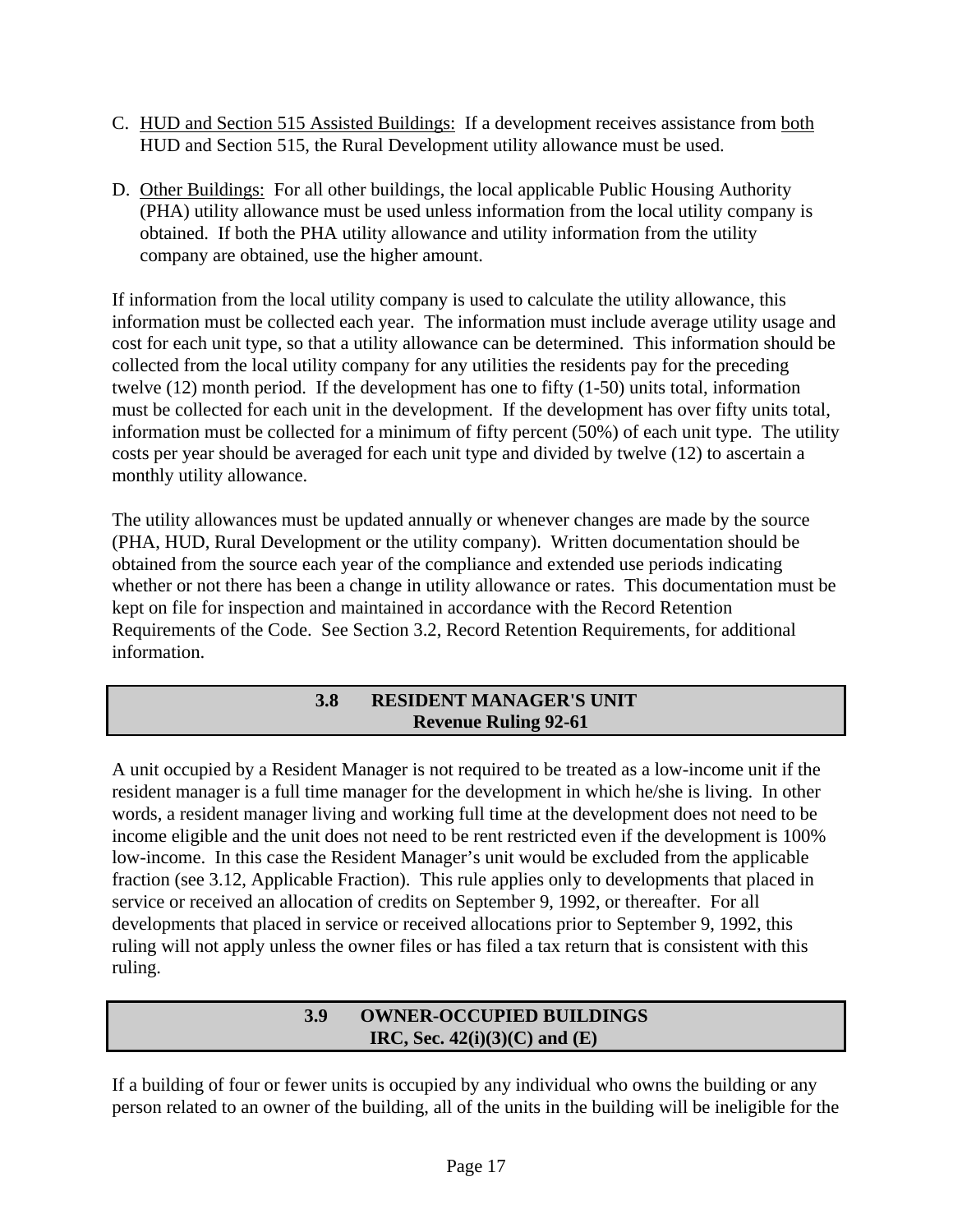C. <u>HUD and Section 515 Assisted Buildings:</u> If a development receives assistance from <u>both</u> HUD and Section 515, the Rural Development utility allowance must be used.

D. <u>Other Buildings:</u> For all other buildings, the local applicable Public Housing Authority (PHA) utility allowance must be used unless information from the local utility company is obtained. If both the PHA utility allowance and utility information from the utility company are obtained, use the higher amount.

If information from the local utility company is used to calculate the utility allowance, this information must be collected each year. The information must include average utility usage and cost for each unit type, so that a utility allowance can be determined. This information should be collected from the local utility company for any utilities the residents pay for the preceding twelve (12) month period. If the development has one to fifty (1-50) units total, information must be collected for each unit in the development. If the development has over fifty units total, information must be collected for a minimum of fifty percent (50%) of each unit type. The utility costs per year should be averaged for each unit type and divided by twelve (12) to ascertain a monthly utility allowance.

The utility allowances must be updated annually or whenever changes are made by the source (PHA, HUD, Rural Development or the utility company). Written documentation should be obtained from the source each year of the compliance and extended use periods indicating whether or not there has been a change in utility allowance or rates. This documentation must be kept on file for inspection and maintained in accordance with the Record Retention Requirements of the Code. See Section 3.2, Record Retention Requirements, for additional information.

## 3.8 RESIDENT MANAGER'S UNIT
**Revenue Ruling 92-61**

A unit occupied by a Resident Manager is not required to be treated as a low-income unit if the resident manager is a full time manager for the development in which he/she is living. In other words, a resident manager living and working full time at the development does not need to be income eligible and the unit does not need to be rent restricted even if the development is 100% low-income. In this case the Resident Manager's unit would be excluded from the applicable fraction (see 3.12, Applicable Fraction). This rule applies only to developments that placed in service or received an allocation of credits on September 9, 1992, or thereafter. For all developments that placed in service or received allocations prior to September 9, 1992, this ruling will not apply unless the owner files or has filed a tax return that is consistent with this ruling.

## 3.9 OWNER-OCCUPIED BUILDINGS
**IRC, Sec. 42(i)(3)(C) and (E)**

If a building of four or fewer units is occupied by any individual who owns the building or any person related to an owner of the building, all of the units in the building will be ineligible for the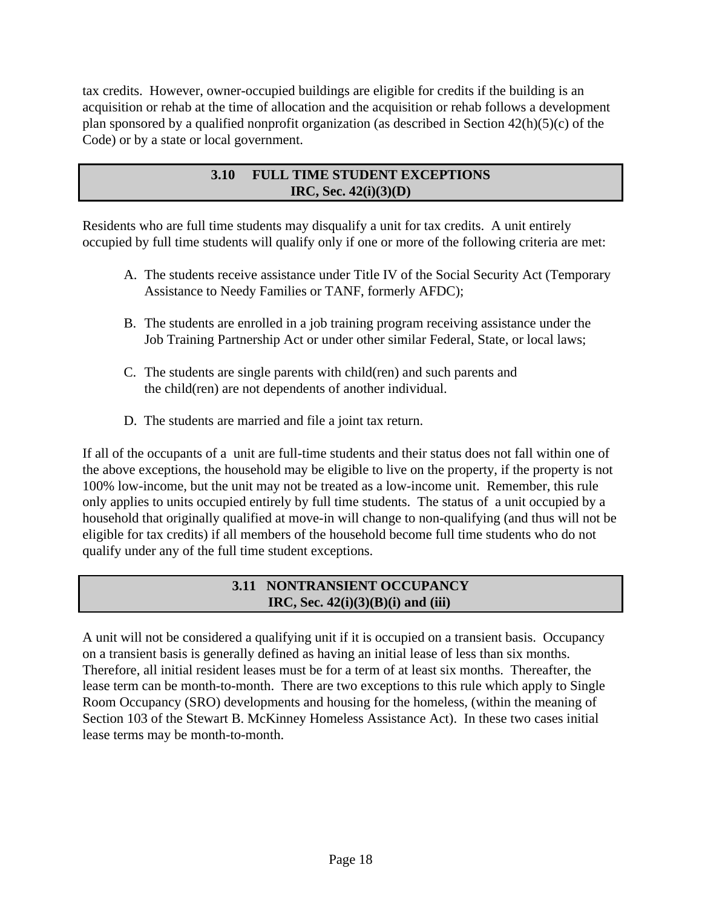tax credits. However, owner-occupied buildings are eligible for credits if the building is an acquisition or rehab at the time of allocation and the acquisition or rehab follows a development plan sponsored by a qualified nonprofit organization (as described in Section 42(h)(5)(c) of the Code) or by a state or local government.

## 3.10 FULL TIME STUDENT EXCEPTIONS
**IRC, Sec. 42(i)(3)(D)**

Residents who are full time students may disqualify a unit for tax credits. A unit entirely occupied by full time students will qualify only if one or more of the following criteria are met:

A. The students receive assistance under Title IV of the Social Security Act (Temporary Assistance to Needy Families or TANF, formerly AFDC);

B. The students are enrolled in a job training program receiving assistance under the Job Training Partnership Act or under other similar Federal, State, or local laws;

C. The students are single parents with child(ren) and such parents and the child(ren) are not dependents of another individual.

D. The students are married and file a joint tax return.

If all of the occupants of a unit are full-time students and their status does not fall within one of the above exceptions, the household may be eligible to live on the property, if the property is not 100% low-income, but the unit may not be treated as a low-income unit. Remember, this rule only applies to units occupied entirely by full time students. The status of a unit occupied by a household that originally qualified at move-in will change to non-qualifying (and thus will not be eligible for tax credits) if all members of the household become full time students who do not qualify under any of the full time student exceptions.

## 3.11 NONTRANSIENT OCCUPANCY
**IRC, Sec. 42(i)(3)(B)(i) and (iii)**

A unit will not be considered a qualifying unit if it is occupied on a transient basis. Occupancy on a transient basis is generally defined as having an initial lease of less than six months. Therefore, all initial resident leases must be for a term of at least six months. Thereafter, the lease term can be month-to-month. There are two exceptions to this rule which apply to Single Room Occupancy (SRO) developments and housing for the homeless, (within the meaning of Section 103 of the Stewart B. McKinney Homeless Assistance Act). In these two cases initial lease terms may be month-to-month.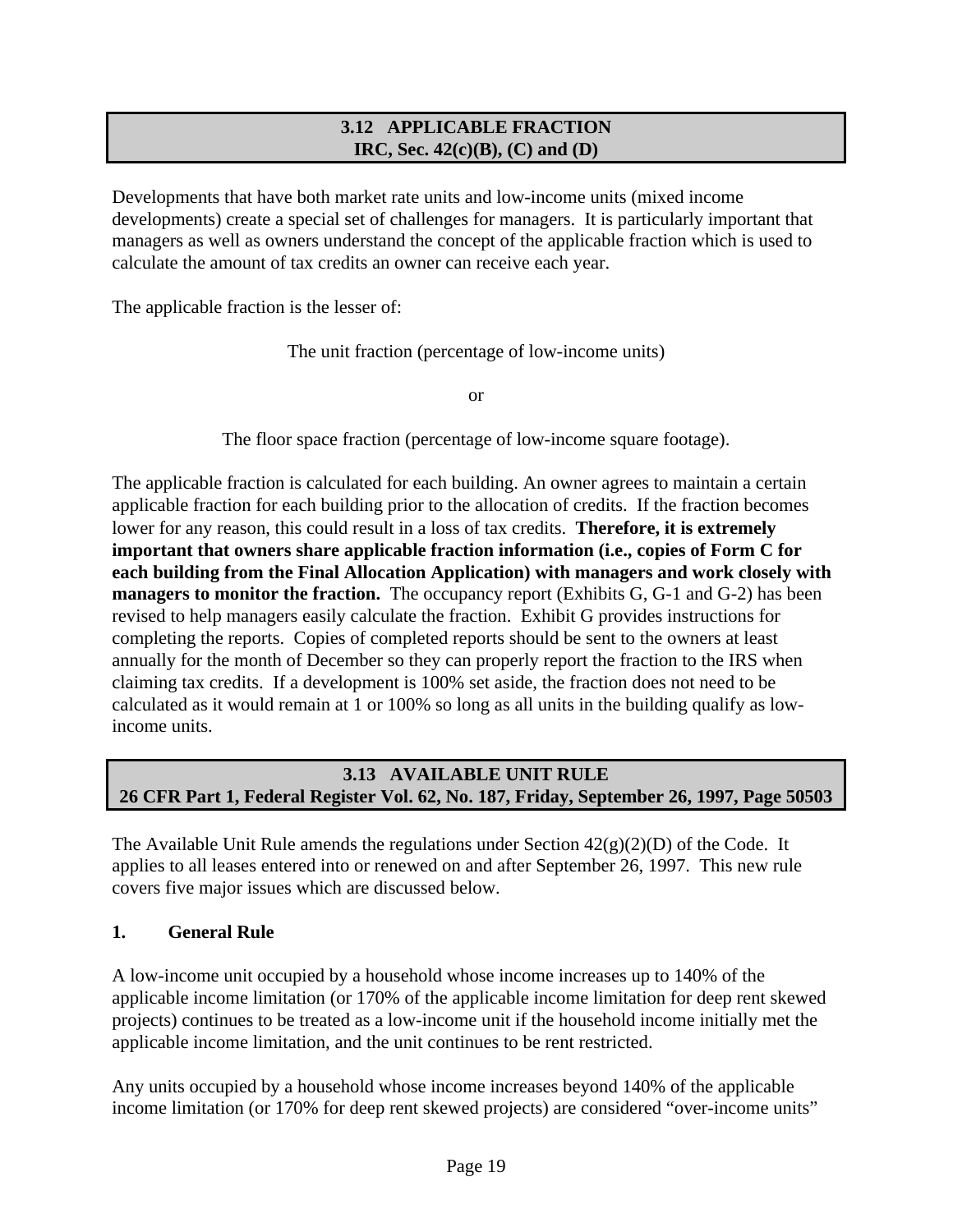## 3.12 APPLICABLE FRACTION
## IRC, Sec. 42(c)(B), (C) and (D)

Developments that have both market rate units and low-income units (mixed income developments) create a special set of challenges for managers. It is particularly important that managers as well as owners understand the concept of the applicable fraction which is used to calculate the amount of tax credits an owner can receive each year.

The applicable fraction is the lesser of:

The unit fraction (percentage of low-income units)

or

The floor space fraction (percentage of low-income square footage).

The applicable fraction is calculated for each building. An owner agrees to maintain a certain applicable fraction for each building prior to the allocation of credits. If the fraction becomes lower for any reason, this could result in a loss of tax credits. **Therefore, it is extremely important that owners share applicable fraction information (i.e., copies of Form C for each building from the Final Allocation Application) with managers and work closely with managers to monitor the fraction.** The occupancy report (Exhibits G, G-1 and G-2) has been revised to help managers easily calculate the fraction. Exhibit G provides instructions for completing the reports. Copies of completed reports should be sent to the owners at least annually for the month of December so they can properly report the fraction to the IRS when claiming tax credits. If a development is 100% set aside, the fraction does not need to be calculated as it would remain at 1 or 100% so long as all units in the building qualify as low-income units.

## 3.13 AVAILABLE UNIT RULE
## 26 CFR Part 1, Federal Register Vol. 62, No. 187, Friday, September 26, 1997, Page 50503

The Available Unit Rule amends the regulations under Section 42(g)(2)(D) of the Code. It applies to all leases entered into or renewed on and after September 26, 1997. This new rule covers five major issues which are discussed below.

### 1. General Rule

A low-income unit occupied by a household whose income increases up to 140% of the applicable income limitation (or 170% of the applicable income limitation for deep rent skewed projects) continues to be treated as a low-income unit if the household income initially met the applicable income limitation, and the unit continues to be rent restricted.

Any units occupied by a household whose income increases beyond 140% of the applicable income limitation (or 170% for deep rent skewed projects) are considered "over-income units"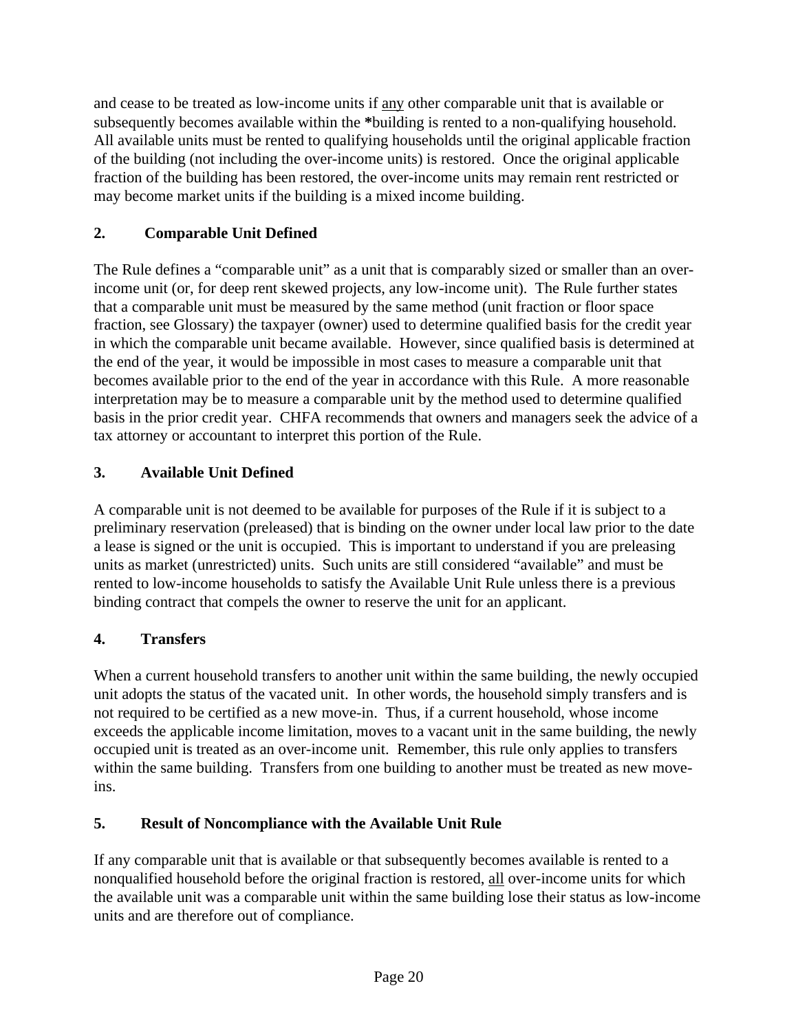and cease to be treated as low-income units if <u>any</u> other comparable unit that is available or subsequently becomes available within the ***building** is rented to a non-qualifying household. All available units must be rented to qualifying households until the original applicable fraction of the building (not including the over-income units) is restored. Once the original applicable fraction of the building has been restored, the over-income units may remain rent restricted or may become market units if the building is a mixed income building.

### 2. Comparable Unit Defined

The Rule defines a "comparable unit" as a unit that is comparably sized or smaller than an over-income unit (or, for deep rent skewed projects, any low-income unit). The Rule further states that a comparable unit must be measured by the same method (unit fraction or floor space fraction, see Glossary) the taxpayer (owner) used to determine qualified basis for the credit year in which the comparable unit became available. However, since qualified basis is determined at the end of the year, it would be impossible in most cases to measure a comparable unit that becomes available prior to the end of the year in accordance with this Rule. A more reasonable interpretation may be to measure a comparable unit by the method used to determine qualified basis in the prior credit year. CHFA recommends that owners and managers seek the advice of a tax attorney or accountant to interpret this portion of the Rule.

### 3. Available Unit Defined

A comparable unit is not deemed to be available for purposes of the Rule if it is subject to a preliminary reservation (preleased) that is binding on the owner under local law prior to the date a lease is signed or the unit is occupied. This is important to understand if you are preleasing units as market (unrestricted) units. Such units are still considered "available" and must be rented to low-income households to satisfy the Available Unit Rule unless there is a previous binding contract that compels the owner to reserve the unit for an applicant.

### 4. Transfers

When a current household transfers to another unit within the same building, the newly occupied unit adopts the status of the vacated unit. In other words, the household simply transfers and is not required to be certified as a new move-in. Thus, if a current household, whose income exceeds the applicable income limitation, moves to a vacant unit in the same building, the newly occupied unit is treated as an over-income unit. Remember, this rule only applies to transfers within the same building. Transfers from one building to another must be treated as new move-ins.

### 5. Result of Noncompliance with the Available Unit Rule

If any comparable unit that is available or that subsequently becomes available is rented to a nonqualified household before the original fraction is restored, <u>all</u> over-income units for which the available unit was a comparable unit within the same building lose their status as low-income units and are therefore out of compliance.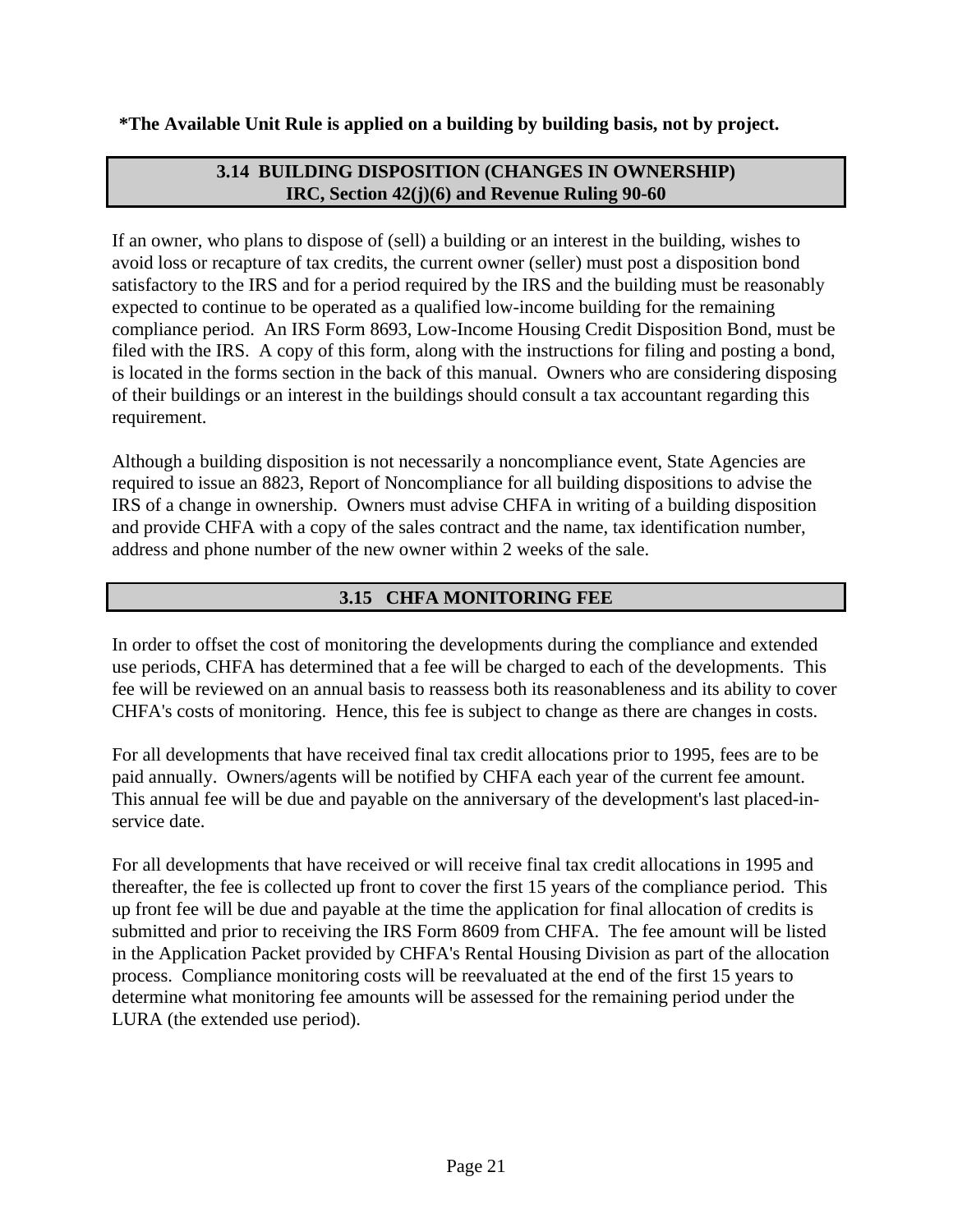**\*The Available Unit Rule is applied on a building by building basis, not by project.**

## 3.14 BUILDING DISPOSITION (CHANGES IN OWNERSHIP) IRC, Section 42(j)(6) and Revenue Ruling 90-60

If an owner, who plans to dispose of (sell) a building or an interest in the building, wishes to avoid loss or recapture of tax credits, the current owner (seller) must post a disposition bond satisfactory to the IRS and for a period required by the IRS and the building must be reasonably expected to continue to be operated as a qualified low-income building for the remaining compliance period. An IRS Form 8693, Low-Income Housing Credit Disposition Bond, must be filed with the IRS. A copy of this form, along with the instructions for filing and posting a bond, is located in the forms section in the back of this manual. Owners who are considering disposing of their buildings or an interest in the buildings should consult a tax accountant regarding this requirement.

Although a building disposition is not necessarily a noncompliance event, State Agencies are required to issue an 8823, Report of Noncompliance for all building dispositions to advise the IRS of a change in ownership. Owners must advise CHFA in writing of a building disposition and provide CHFA with a copy of the sales contract and the name, tax identification number, address and phone number of the new owner within 2 weeks of the sale.

## 3.15 CHFA MONITORING FEE

In order to offset the cost of monitoring the developments during the compliance and extended use periods, CHFA has determined that a fee will be charged to each of the developments. This fee will be reviewed on an annual basis to reassess both its reasonableness and its ability to cover CHFA's costs of monitoring. Hence, this fee is subject to change as there are changes in costs.

For all developments that have received final tax credit allocations prior to 1995, fees are to be paid annually. Owners/agents will be notified by CHFA each year of the current fee amount. This annual fee will be due and payable on the anniversary of the development's last placed-in-service date.

For all developments that have received or will receive final tax credit allocations in 1995 and thereafter, the fee is collected up front to cover the first 15 years of the compliance period. This up front fee will be due and payable at the time the application for final allocation of credits is submitted and prior to receiving the IRS Form 8609 from CHFA. The fee amount will be listed in the Application Packet provided by CHFA's Rental Housing Division as part of the allocation process. Compliance monitoring costs will be reevaluated at the end of the first 15 years to determine what monitoring fee amounts will be assessed for the remaining period under the LURA (the extended use period).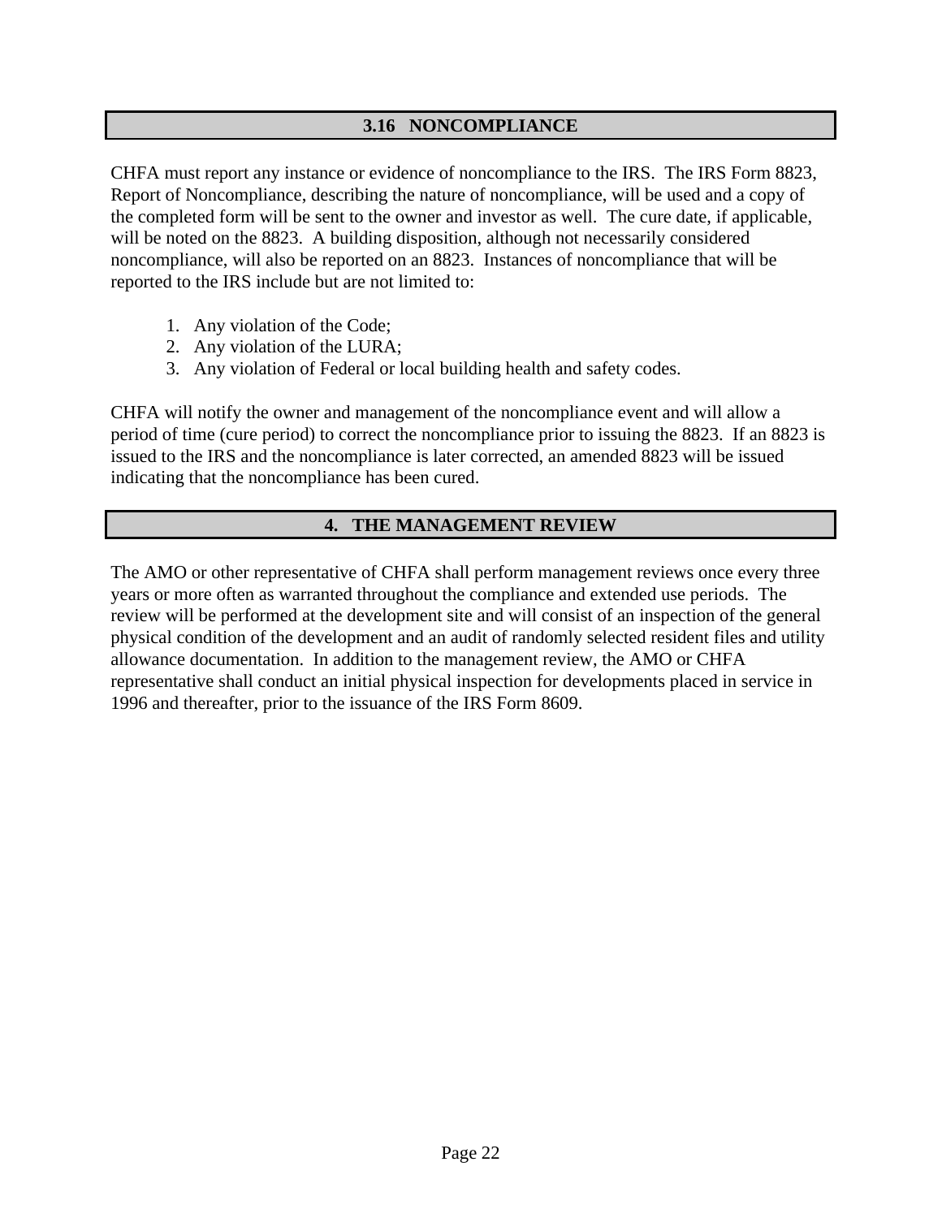## 3.16 NONCOMPLIANCE

CHFA must report any instance or evidence of noncompliance to the IRS. The IRS Form 8823, Report of Noncompliance, describing the nature of noncompliance, will be used and a copy of the completed form will be sent to the owner and investor as well. The cure date, if applicable, will be noted on the 8823. A building disposition, although not necessarily considered noncompliance, will also be reported on an 8823. Instances of noncompliance that will be reported to the IRS include but are not limited to:

1. Any violation of the Code;
2. Any violation of the LURA;
3. Any violation of Federal or local building health and safety codes.

CHFA will notify the owner and management of the noncompliance event and will allow a period of time (cure period) to correct the noncompliance prior to issuing the 8823. If an 8823 is issued to the IRS and the noncompliance is later corrected, an amended 8823 will be issued indicating that the noncompliance has been cured.

# 4. THE MANAGEMENT REVIEW

The AMO or other representative of CHFA shall perform management reviews once every three years or more often as warranted throughout the compliance and extended use periods. The review will be performed at the development site and will consist of an inspection of the general physical condition of the development and an audit of randomly selected resident files and utility allowance documentation. In addition to the management review, the AMO or CHFA representative shall conduct an initial physical inspection for developments placed in service in 1996 and thereafter, prior to the issuance of the IRS Form 8609.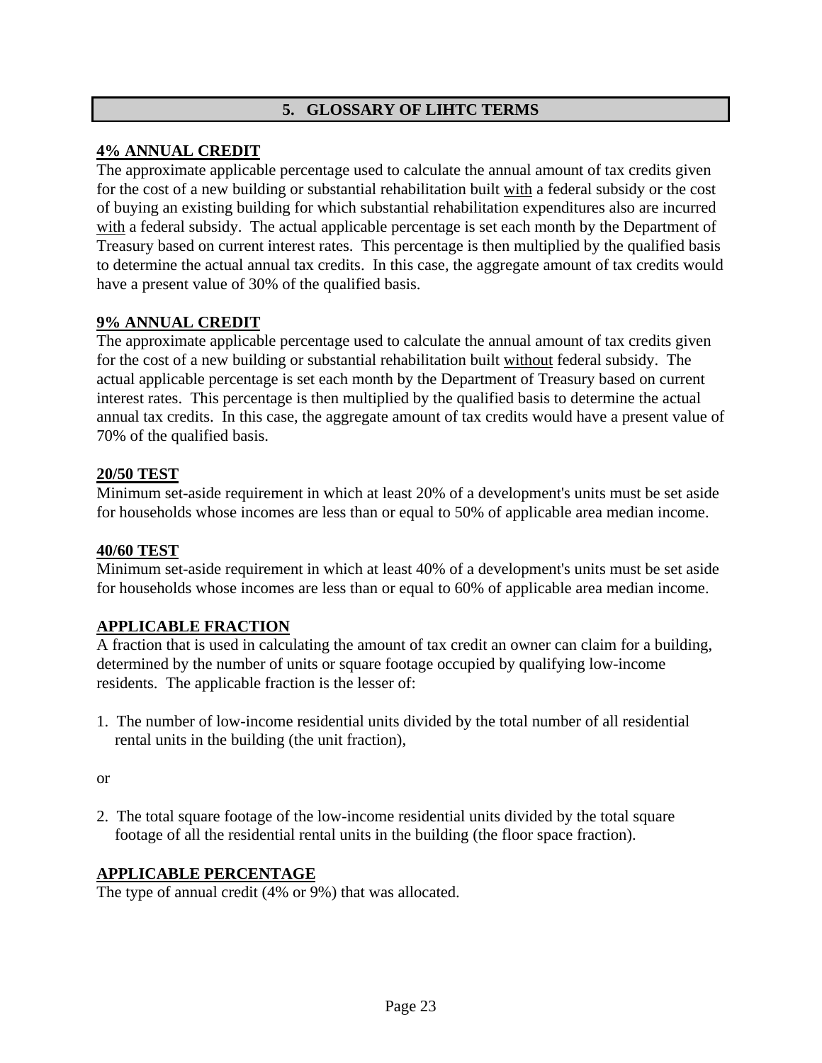## 5. GLOSSARY OF LIHTC TERMS

**4% ANNUAL CREDIT**

The approximate applicable percentage used to calculate the annual amount of tax credits given for the cost of a new building or substantial rehabilitation built with a federal subsidy or the cost of buying an existing building for which substantial rehabilitation expenditures also are incurred with a federal subsidy. The actual applicable percentage is set each month by the Department of Treasury based on current interest rates. This percentage is then multiplied by the qualified basis to determine the actual annual tax credits. In this case, the aggregate amount of tax credits would have a present value of 30% of the qualified basis.

**9% ANNUAL CREDIT**

The approximate applicable percentage used to calculate the annual amount of tax credits given for the cost of a new building or substantial rehabilitation built without federal subsidy. The actual applicable percentage is set each month by the Department of Treasury based on current interest rates. This percentage is then multiplied by the qualified basis to determine the actual annual tax credits. In this case, the aggregate amount of tax credits would have a present value of 70% of the qualified basis.

**20/50 TEST**

Minimum set-aside requirement in which at least 20% of a development's units must be set aside for households whose incomes are less than or equal to 50% of applicable area median income.

**40/60 TEST**

Minimum set-aside requirement in which at least 40% of a development's units must be set aside for households whose incomes are less than or equal to 60% of applicable area median income.

**APPLICABLE FRACTION**

A fraction that is used in calculating the amount of tax credit an owner can claim for a building, determined by the number of units or square footage occupied by qualifying low-income residents. The applicable fraction is the lesser of:

1. The number of low-income residential units divided by the total number of all residential rental units in the building (the unit fraction),

or

2. The total square footage of the low-income residential units divided by the total square footage of all the residential rental units in the building (the floor space fraction).

**APPLICABLE PERCENTAGE**

The type of annual credit (4% or 9%) that was allocated.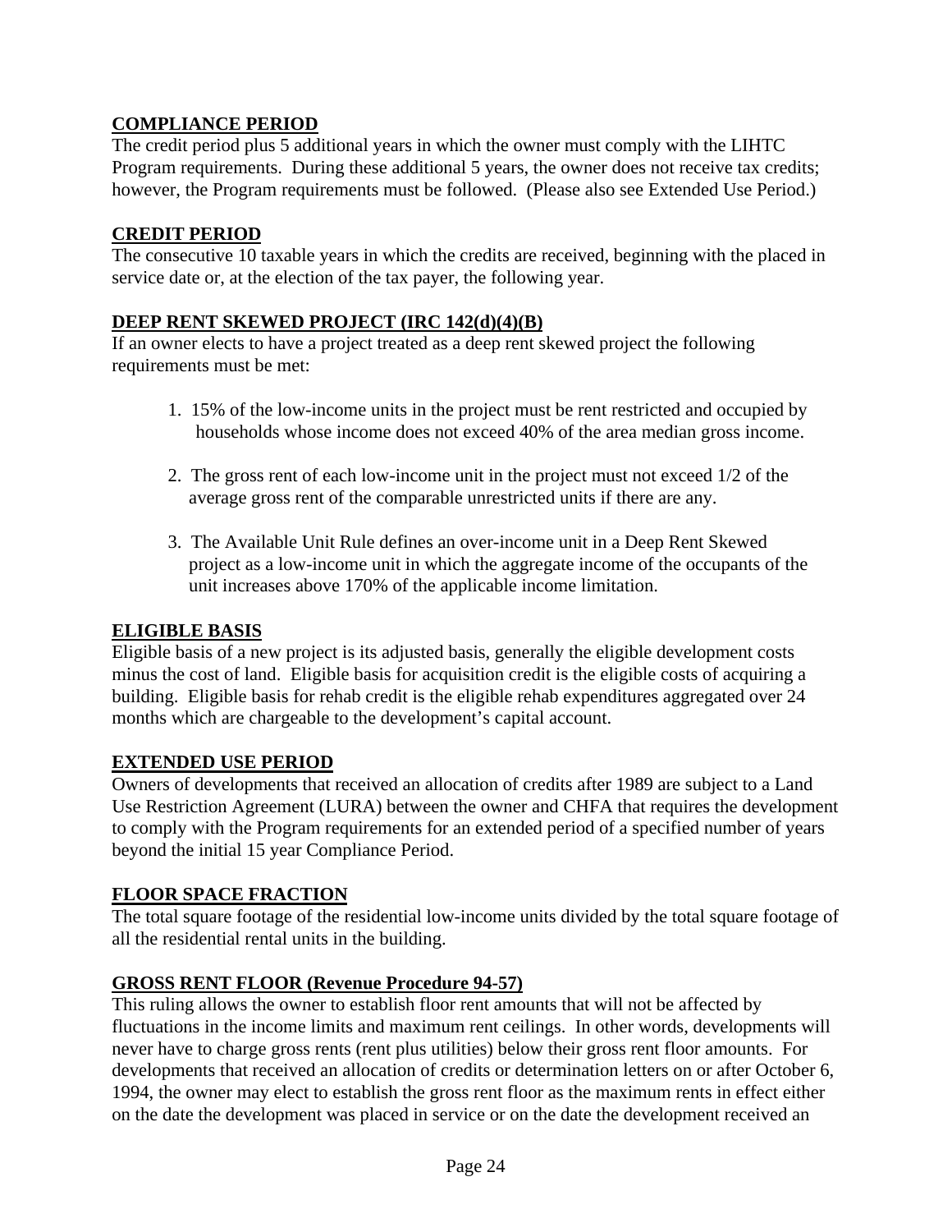**COMPLIANCE PERIOD**

The credit period plus 5 additional years in which the owner must comply with the LIHTC Program requirements. During these additional 5 years, the owner does not receive tax credits; however, the Program requirements must be followed. (Please also see Extended Use Period.)

**CREDIT PERIOD**

The consecutive 10 taxable years in which the credits are received, beginning with the placed in service date or, at the election of the tax payer, the following year.

**DEEP RENT SKEWED PROJECT (IRC 142(d)(4)(B)**

If an owner elects to have a project treated as a deep rent skewed project the following requirements must be met:

1. 15% of the low-income units in the project must be rent restricted and occupied by households whose income does not exceed 40% of the area median gross income.

2. The gross rent of each low-income unit in the project must not exceed 1/2 of the average gross rent of the comparable unrestricted units if there are any.

3. The Available Unit Rule defines an over-income unit in a Deep Rent Skewed project as a low-income unit in which the aggregate income of the occupants of the unit increases above 170% of the applicable income limitation.

**ELIGIBLE BASIS**

Eligible basis of a new project is its adjusted basis, generally the eligible development costs minus the cost of land. Eligible basis for acquisition credit is the eligible costs of acquiring a building. Eligible basis for rehab credit is the eligible rehab expenditures aggregated over 24 months which are chargeable to the development's capital account.

**EXTENDED USE PERIOD**

Owners of developments that received an allocation of credits after 1989 are subject to a Land Use Restriction Agreement (LURA) between the owner and CHFA that requires the development to comply with the Program requirements for an extended period of a specified number of years beyond the initial 15 year Compliance Period.

**FLOOR SPACE FRACTION**

The total square footage of the residential low-income units divided by the total square footage of all the residential rental units in the building.

**GROSS RENT FLOOR (Revenue Procedure 94-57)**

This ruling allows the owner to establish floor rent amounts that will not be affected by fluctuations in the income limits and maximum rent ceilings. In other words, developments will never have to charge gross rents (rent plus utilities) below their gross rent floor amounts. For developments that received an allocation of credits or determination letters on or after October 6, 1994, the owner may elect to establish the gross rent floor as the maximum rents in effect either on the date the development was placed in service or on the date the development received an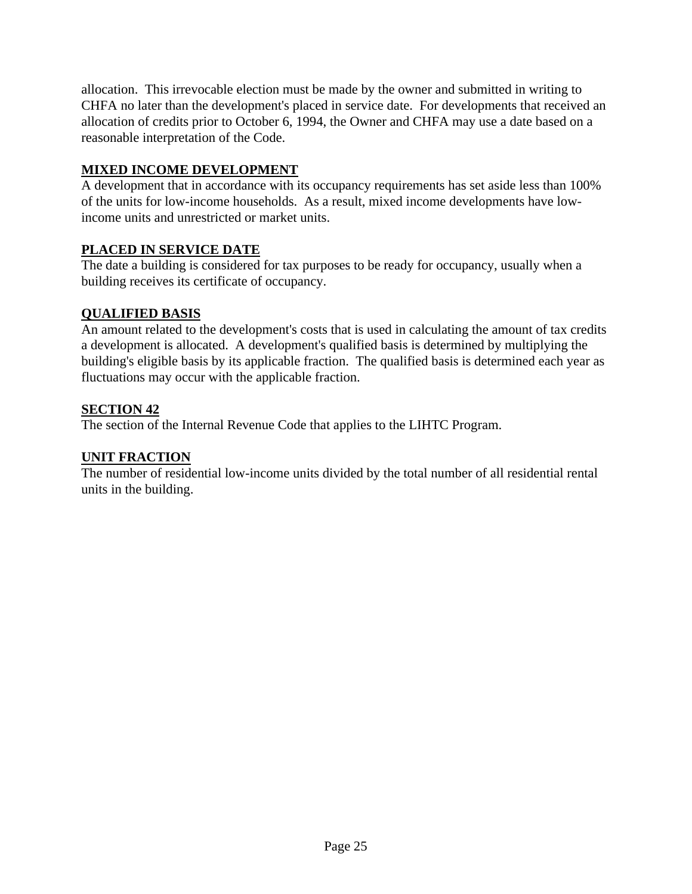allocation. This irrevocable election must be made by the owner and submitted in writing to CHFA no later than the development's placed in service date. For developments that received an allocation of credits prior to October 6, 1994, the Owner and CHFA may use a date based on a reasonable interpretation of the Code.

**MIXED INCOME DEVELOPMENT**
A development that in accordance with its occupancy requirements has set aside less than 100% of the units for low-income households. As a result, mixed income developments have low-income units and unrestricted or market units.

**PLACED IN SERVICE DATE**
The date a building is considered for tax purposes to be ready for occupancy, usually when a building receives its certificate of occupancy.

**QUALIFIED BASIS**
An amount related to the development's costs that is used in calculating the amount of tax credits a development is allocated. A development's qualified basis is determined by multiplying the building's eligible basis by its applicable fraction. The qualified basis is determined each year as fluctuations may occur with the applicable fraction.

**SECTION 42**
The section of the Internal Revenue Code that applies to the LIHTC Program.

**UNIT FRACTION**
The number of residential low-income units divided by the total number of all residential rental units in the building.